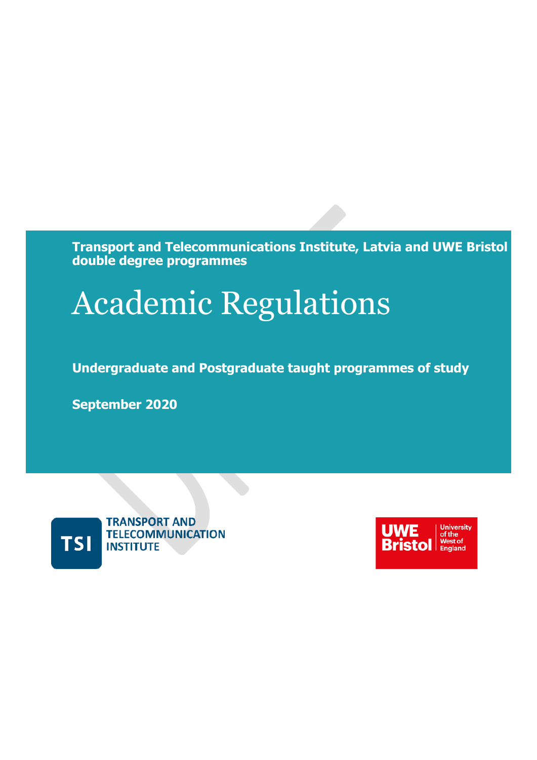**Transport and Telecommunications Institute, Latvia and UWE Bristol double degree programmes**

# Academic Regulations

**Undergraduate and Postgraduate taught programmes of study**

**September 2020**

TRANSPORT AND TELECOMMUNICATION INSTITUTE

UWE Bristol University of the West of England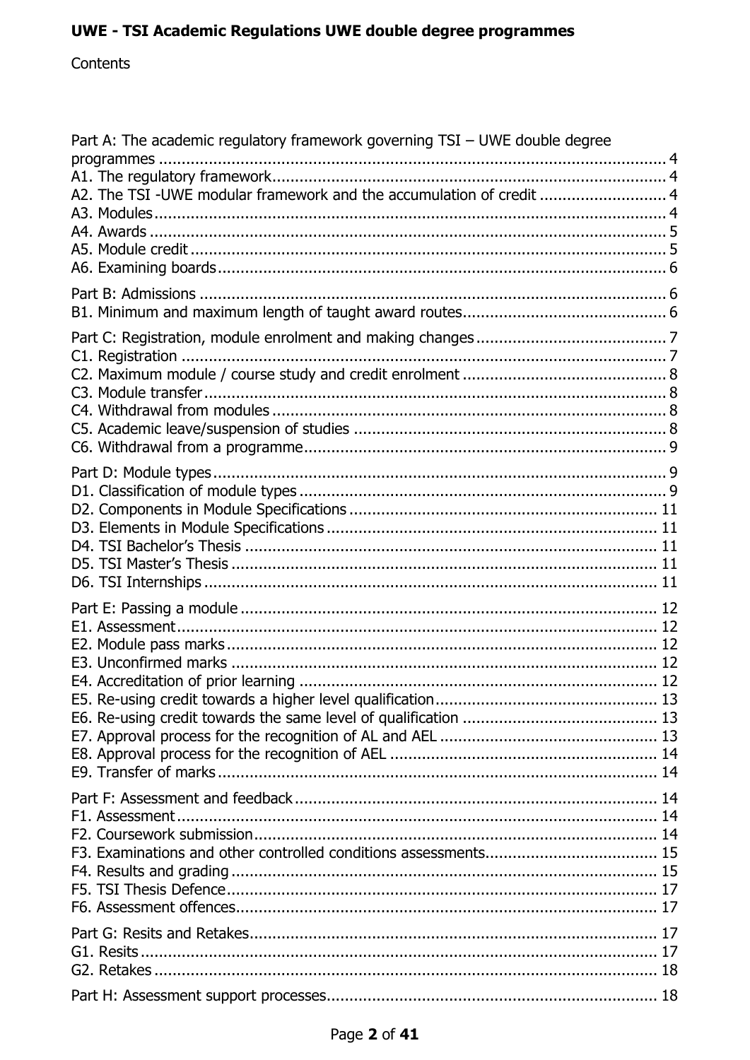# UWE - TSI Academic Regulations UWE double degree programmes

Contents

Part A: The academic regulatory framework governing TSI – UWE double degree programmes ........ 4
A1. The regulatory framework ........ 4
A2. The TSI -UWE modular framework and the accumulation of credit ........ 4
A3. Modules ........ 4
A4. Awards ........ 5
A5. Module credit ........ 5
A6. Examining boards ........ 6

Part B: Admissions ........ 6
B1. Minimum and maximum length of taught award routes ........ 6

Part C: Registration, module enrolment and making changes ........ 7
C1. Registration ........ 7
C2. Maximum module / course study and credit enrolment ........ 8
C3. Module transfer ........ 8
C4. Withdrawal from modules ........ 8
C5. Academic leave/suspension of studies ........ 8
C6. Withdrawal from a programme ........ 9

Part D: Module types ........ 9
D1. Classification of module types ........ 9
D2. Components in Module Specifications ........ 11
D3. Elements in Module Specifications ........ 11
D4. TSI Bachelor's Thesis ........ 11
D5. TSI Master's Thesis ........ 11
D6. TSI Internships ........ 11

Part E: Passing a module ........ 12
E1. Assessment ........ 12
E2. Module pass marks ........ 12
E3. Unconfirmed marks ........ 12
E4. Accreditation of prior learning ........ 12
E5. Re-using credit towards a higher level qualification ........ 13
E6. Re-using credit towards the same level of qualification ........ 13
E7. Approval process for the recognition of AL and AEL ........ 13
E8. Approval process for the recognition of AEL ........ 14
E9. Transfer of marks ........ 14

Part F: Assessment and feedback ........ 14
F1. Assessment ........ 14
F2. Coursework submission ........ 14
F3. Examinations and other controlled conditions assessments ........ 15
F4. Results and grading ........ 15
F5. TSI Thesis Defence ........ 17
F6. Assessment offences ........ 17

Part G: Resits and Retakes ........ 17
G1. Resits ........ 17
G2. Retakes ........ 18

Part H: Assessment support processes ........ 18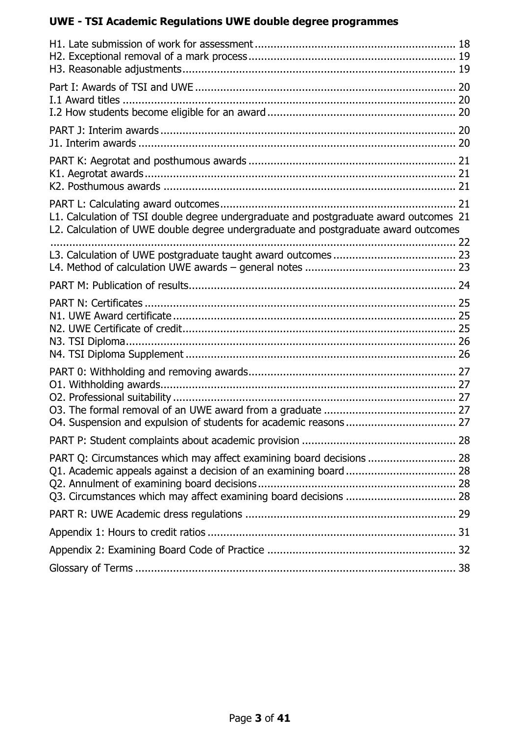H1. Late submission of work for assessment ... 18
H2. Exceptional removal of a mark process ... 19
H3. Reasonable adjustments ... 19

Part I: Awards of TSI and UWE ... 20
I.1 Award titles ... 20
I.2 How students become eligible for an award ... 20

PART J: Interim awards ... 20
J1. Interim awards ... 20

PART K: Aegrotat and posthumous awards ... 21
K1. Aegrotat awards ... 21
K2. Posthumous awards ... 21

PART L: Calculating award outcomes ... 21
L1. Calculation of TSI double degree undergraduate and postgraduate award outcomes 21
L2. Calculation of UWE double degree undergraduate and postgraduate award outcomes ... 22
L3. Calculation of UWE postgraduate taught award outcomes ... 23
L4. Method of calculation UWE awards – general notes ... 23

PART M: Publication of results ... 24

PART N: Certificates ... 25
N1. UWE Award certificate ... 25
N2. UWE Certificate of credit ... 25
N3. TSI Diploma ... 26
N4. TSI Diploma Supplement ... 26

PART 0: Withholding and removing awards ... 27
O1. Withholding awards ... 27
O2. Professional suitability ... 27
O3. The formal removal of an UWE award from a graduate ... 27
O4. Suspension and expulsion of students for academic reasons ... 27

PART P: Student complaints about academic provision ... 28

PART Q: Circumstances which may affect examining board decisions ... 28
Q1. Academic appeals against a decision of an examining board ... 28
Q2. Annulment of examining board decisions ... 28
Q3. Circumstances which may affect examining board decisions ... 28

PART R: UWE Academic dress regulations ... 29

Appendix 1: Hours to credit ratios ... 31

Appendix 2: Examining Board Code of Practice ... 32

Glossary of Terms ... 38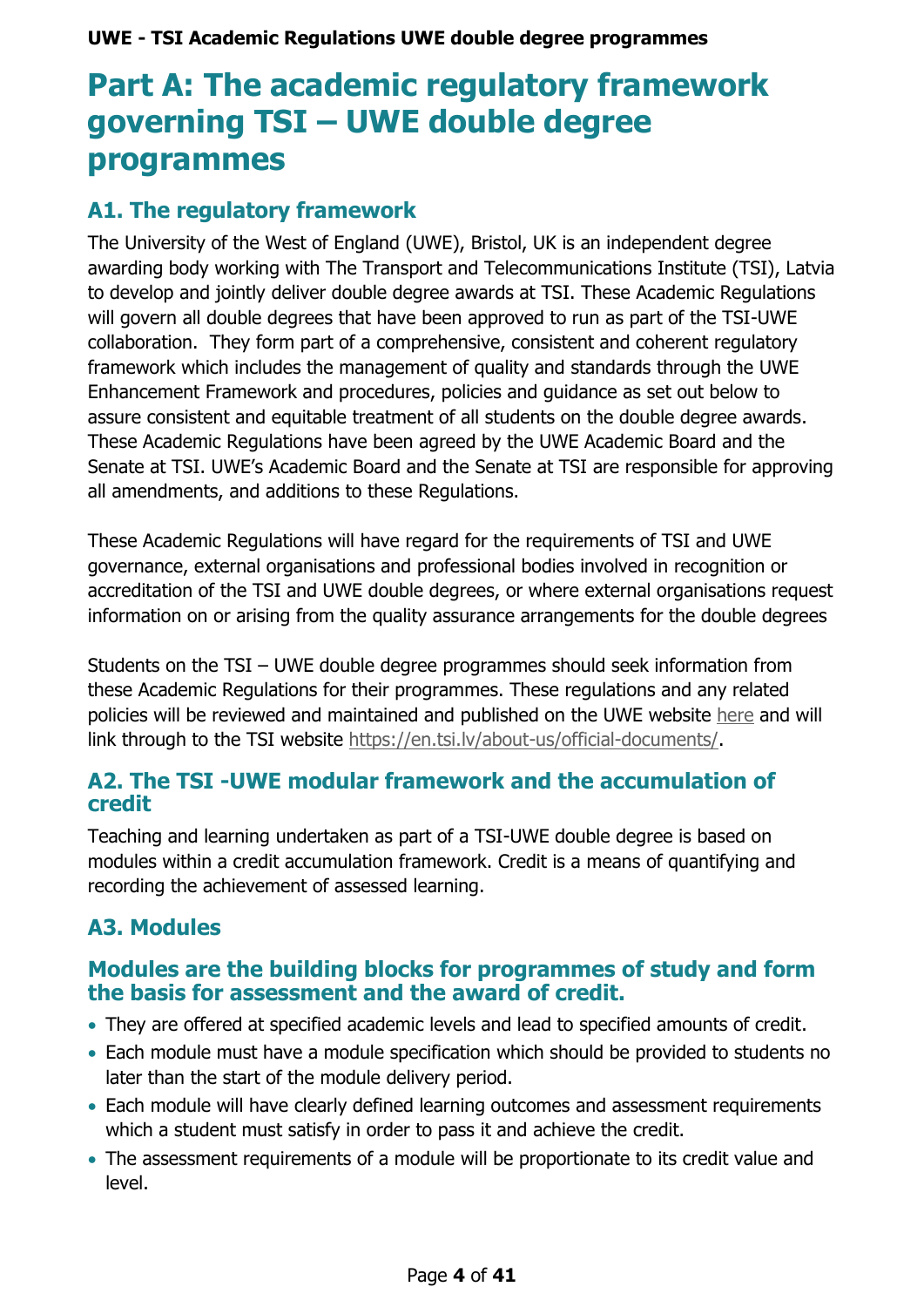# Part A: The academic regulatory framework governing TSI – UWE double degree programmes

## A1. The regulatory framework

The University of the West of England (UWE), Bristol, UK is an independent degree awarding body working with The Transport and Telecommunications Institute (TSI), Latvia to develop and jointly deliver double degree awards at TSI. These Academic Regulations will govern all double degrees that have been approved to run as part of the TSI-UWE collaboration. They form part of a comprehensive, consistent and coherent regulatory framework which includes the management of quality and standards through the UWE Enhancement Framework and procedures, policies and guidance as set out below to assure consistent and equitable treatment of all students on the double degree awards. These Academic Regulations have been agreed by the UWE Academic Board and the Senate at TSI. UWE's Academic Board and the Senate at TSI are responsible for approving all amendments, and additions to these Regulations.

These Academic Regulations will have regard for the requirements of TSI and UWE governance, external organisations and professional bodies involved in recognition or accreditation of the TSI and UWE double degrees, or where external organisations request information on or arising from the quality assurance arrangements for the double degrees

Students on the TSI – UWE double degree programmes should seek information from these Academic Regulations for their programmes. These regulations and any related policies will be reviewed and maintained and published on the UWE website here and will link through to the TSI website https://en.tsi.lv/about-us/official-documents/.

## A2. The TSI -UWE modular framework and the accumulation of credit

Teaching and learning undertaken as part of a TSI-UWE double degree is based on modules within a credit accumulation framework. Credit is a means of quantifying and recording the achievement of assessed learning.

## A3. Modules

### Modules are the building blocks for programmes of study and form the basis for assessment and the award of credit.

- They are offered at specified academic levels and lead to specified amounts of credit.
- Each module must have a module specification which should be provided to students no later than the start of the module delivery period.
- Each module will have clearly defined learning outcomes and assessment requirements which a student must satisfy in order to pass it and achieve the credit.
- The assessment requirements of a module will be proportionate to its credit value and level.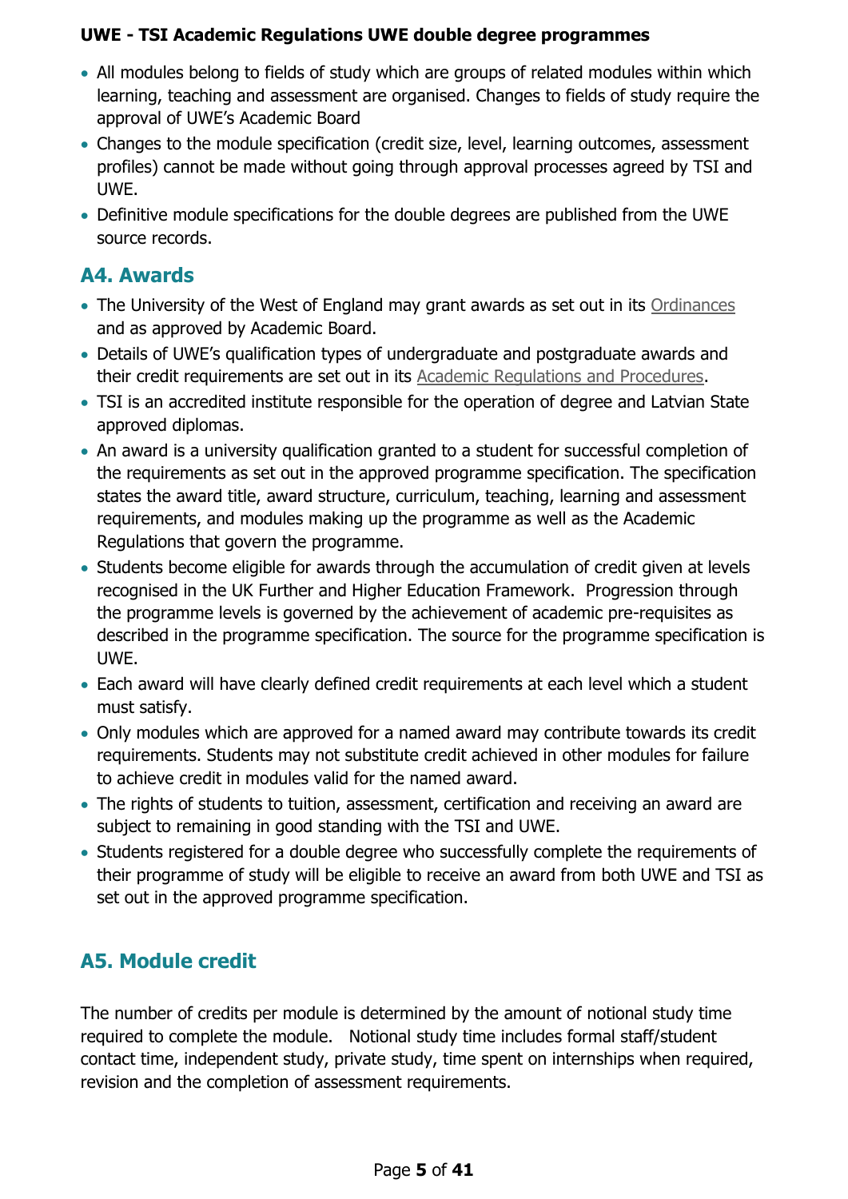- All modules belong to fields of study which are groups of related modules within which learning, teaching and assessment are organised. Changes to fields of study require the approval of UWE's Academic Board
- Changes to the module specification (credit size, level, learning outcomes, assessment profiles) cannot be made without going through approval processes agreed by TSI and UWE.
- Definitive module specifications for the double degrees are published from the UWE source records.

## A4. Awards

- The University of the West of England may grant awards as set out in its Ordinances and as approved by Academic Board.
- Details of UWE's qualification types of undergraduate and postgraduate awards and their credit requirements are set out in its Academic Regulations and Procedures.
- TSI is an accredited institute responsible for the operation of degree and Latvian State approved diplomas.
- An award is a university qualification granted to a student for successful completion of the requirements as set out in the approved programme specification. The specification states the award title, award structure, curriculum, teaching, learning and assessment requirements, and modules making up the programme as well as the Academic Regulations that govern the programme.
- Students become eligible for awards through the accumulation of credit given at levels recognised in the UK Further and Higher Education Framework. Progression through the programme levels is governed by the achievement of academic pre-requisites as described in the programme specification. The source for the programme specification is UWE.
- Each award will have clearly defined credit requirements at each level which a student must satisfy.
- Only modules which are approved for a named award may contribute towards its credit requirements. Students may not substitute credit achieved in other modules for failure to achieve credit in modules valid for the named award.
- The rights of students to tuition, assessment, certification and receiving an award are subject to remaining in good standing with the TSI and UWE.
- Students registered for a double degree who successfully complete the requirements of their programme of study will be eligible to receive an award from both UWE and TSI as set out in the approved programme specification.

## A5. Module credit

The number of credits per module is determined by the amount of notional study time required to complete the module. Notional study time includes formal staff/student contact time, independent study, private study, time spent on internships when required, revision and the completion of assessment requirements.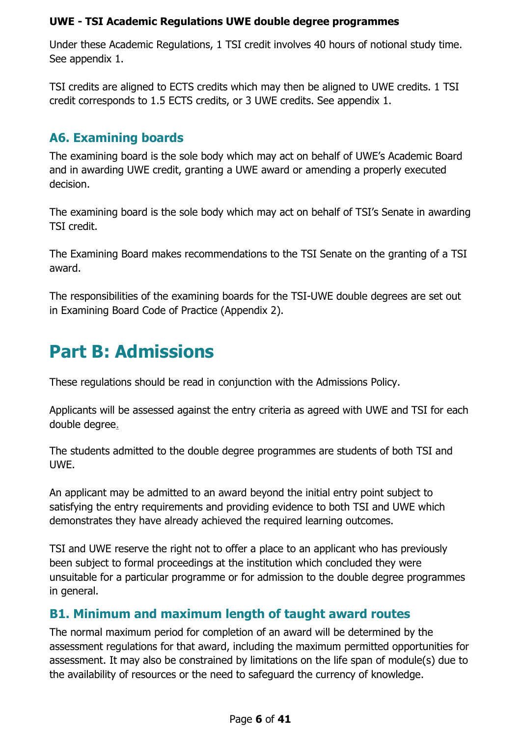Under these Academic Regulations, 1 TSI credit involves 40 hours of notional study time. See appendix 1.

TSI credits are aligned to ECTS credits which may then be aligned to UWE credits. 1 TSI credit corresponds to 1.5 ECTS credits, or 3 UWE credits. See appendix 1.

### A6. Examining boards

The examining board is the sole body which may act on behalf of UWE's Academic Board and in awarding UWE credit, granting a UWE award or amending a properly executed decision.

The examining board is the sole body which may act on behalf of TSI's Senate in awarding TSI credit.

The Examining Board makes recommendations to the TSI Senate on the granting of a TSI award.

The responsibilities of the examining boards for the TSI-UWE double degrees are set out in Examining Board Code of Practice (Appendix 2).

## Part B: Admissions

These regulations should be read in conjunction with the Admissions Policy.

Applicants will be assessed against the entry criteria as agreed with UWE and TSI for each double degree.

The students admitted to the double degree programmes are students of both TSI and UWE.

An applicant may be admitted to an award beyond the initial entry point subject to satisfying the entry requirements and providing evidence to both TSI and UWE which demonstrates they have already achieved the required learning outcomes.

TSI and UWE reserve the right not to offer a place to an applicant who has previously been subject to formal proceedings at the institution which concluded they were unsuitable for a particular programme or for admission to the double degree programmes in general.

### B1. Minimum and maximum length of taught award routes

The normal maximum period for completion of an award will be determined by the assessment regulations for that award, including the maximum permitted opportunities for assessment. It may also be constrained by limitations on the life span of module(s) due to the availability of resources or the need to safeguard the currency of knowledge.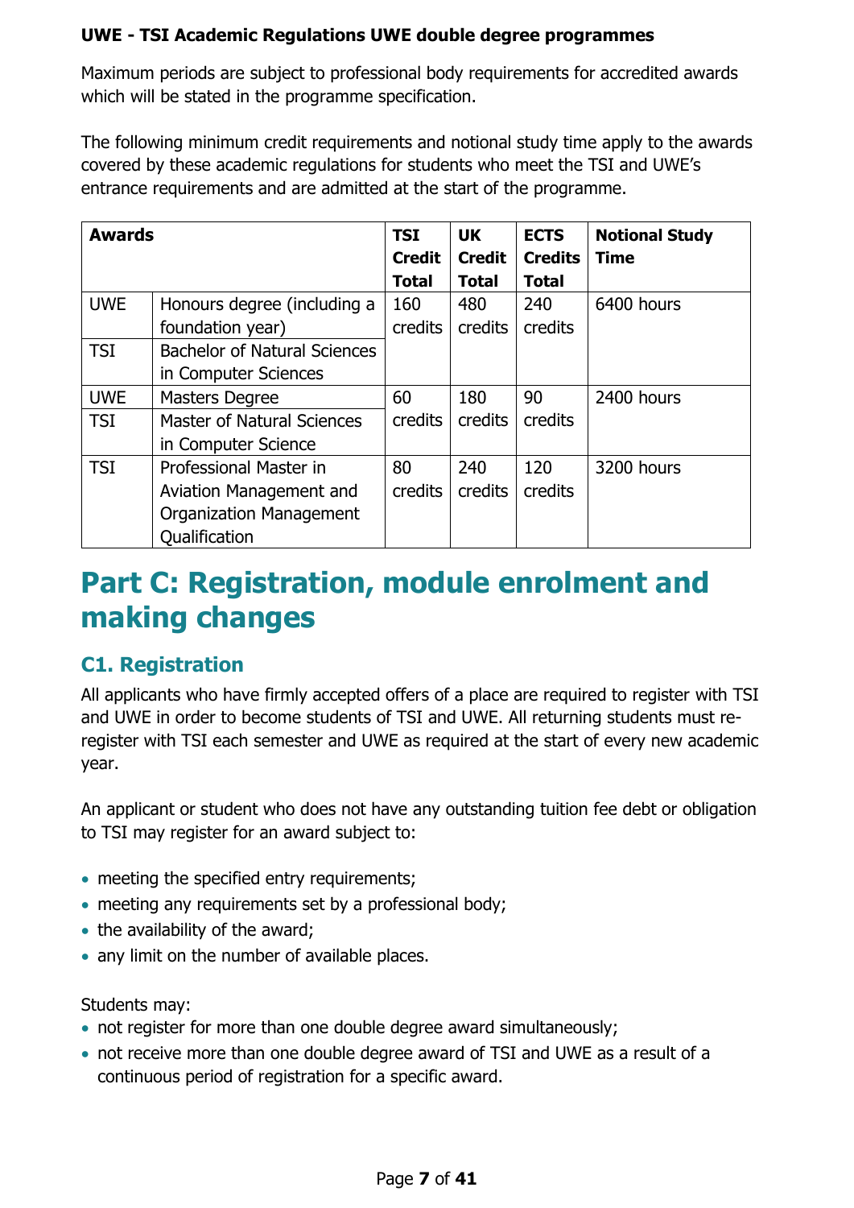**UWE - TSI Academic Regulations UWE double degree programmes**

Maximum periods are subject to professional body requirements for accredited awards which will be stated in the programme specification.

The following minimum credit requirements and notional study time apply to the awards covered by these academic regulations for students who meet the TSI and UWE's entrance requirements and are admitted at the start of the programme.

| Awards | | TSI Credit Total | UK Credit Total | ECTS Credits Total | Notional Study Time |
|---|---|---|---|---|---|
| UWE | Honours degree (including a foundation year) | 160 credits | 480 credits | 240 credits | 6400 hours |
| TSI | Bachelor of Natural Sciences in Computer Sciences | | | | |
| UWE | Masters Degree | 60 credits | 180 credits | 90 credits | 2400 hours |
| TSI | Master of Natural Sciences in Computer Science | | | | |
| TSI | Professional Master in Aviation Management and Organization Management Qualification | 80 credits | 240 credits | 120 credits | 3200 hours |

# Part C: Registration, module enrolment and making changes

## C1. Registration

All applicants who have firmly accepted offers of a place are required to register with TSI and UWE in order to become students of TSI and UWE. All returning students must re-register with TSI each semester and UWE as required at the start of every new academic year.

An applicant or student who does not have any outstanding tuition fee debt or obligation to TSI may register for an award subject to:

- meeting the specified entry requirements;
- meeting any requirements set by a professional body;
- the availability of the award;
- any limit on the number of available places.

Students may:

- not register for more than one double degree award simultaneously;
- not receive more than one double degree award of TSI and UWE as a result of a continuous period of registration for a specific award.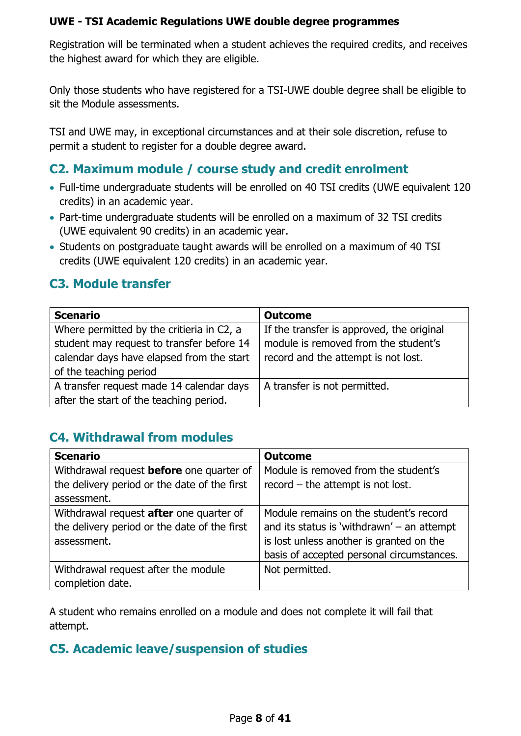**UWE - TSI Academic Regulations UWE double degree programmes**

Registration will be terminated when a student achieves the required credits, and receives the highest award for which they are eligible.

Only those students who have registered for a TSI-UWE double degree shall be eligible to sit the Module assessments.

TSI and UWE may, in exceptional circumstances and at their sole discretion, refuse to permit a student to register for a double degree award.

## C2. Maximum module / course study and credit enrolment

- Full-time undergraduate students will be enrolled on 40 TSI credits (UWE equivalent 120 credits) in an academic year.
- Part-time undergraduate students will be enrolled on a maximum of 32 TSI credits (UWE equivalent 90 credits) in an academic year.
- Students on postgraduate taught awards will be enrolled on a maximum of 40 TSI credits (UWE equivalent 120 credits) in an academic year.

## C3. Module transfer

| Scenario | Outcome |
|---|---|
| Where permitted by the critieria in C2, a student may request to transfer before 14 calendar days have elapsed from the start of the teaching period | If the transfer is approved, the original module is removed from the student's record and the attempt is not lost. |
| A transfer request made 14 calendar days after the start of the teaching period. | A transfer is not permitted. |

## C4. Withdrawal from modules

| Scenario | Outcome |
|---|---|
| Withdrawal request **before** one quarter of the delivery period or the date of the first assessment. | Module is removed from the student's record – the attempt is not lost. |
| Withdrawal request **after** one quarter of the delivery period or the date of the first assessment. | Module remains on the student's record and its status is 'withdrawn' – an attempt is lost unless another is granted on the basis of accepted personal circumstances. |
| Withdrawal request after the module completion date. | Not permitted. |

A student who remains enrolled on a module and does not complete it will fail that attempt.

## C5. Academic leave/suspension of studies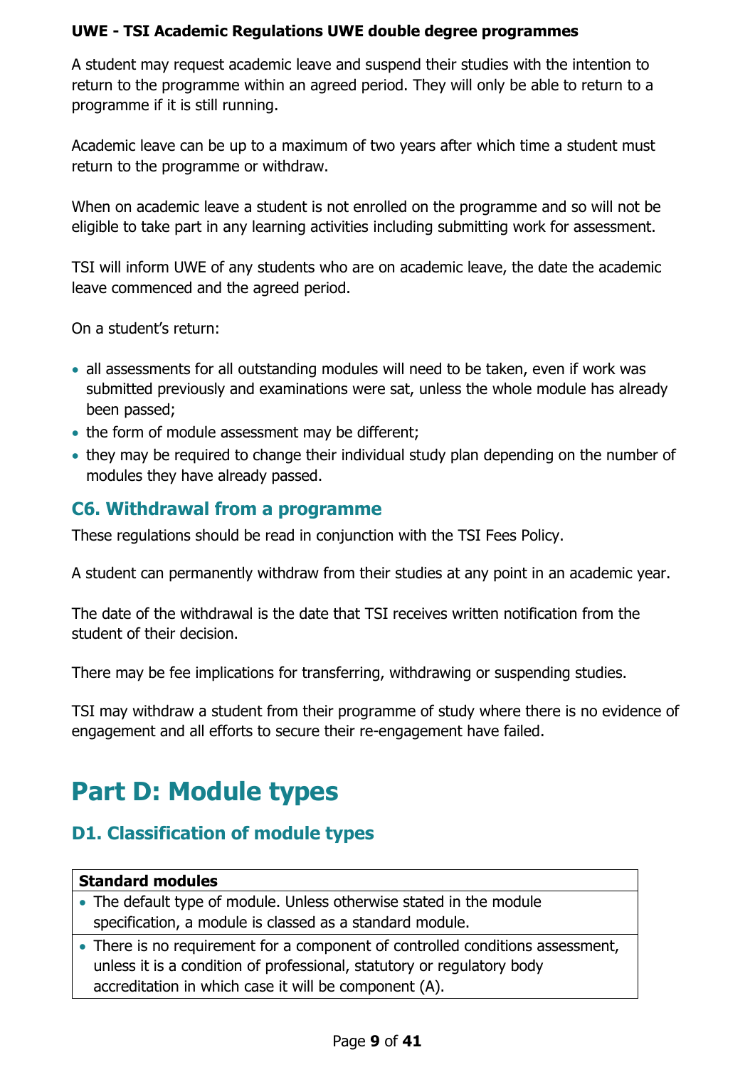A student may request academic leave and suspend their studies with the intention to return to the programme within an agreed period. They will only be able to return to a programme if it is still running.

Academic leave can be up to a maximum of two years after which time a student must return to the programme or withdraw.

When on academic leave a student is not enrolled on the programme and so will not be eligible to take part in any learning activities including submitting work for assessment.

TSI will inform UWE of any students who are on academic leave, the date the academic leave commenced and the agreed period.

On a student's return:

- all assessments for all outstanding modules will need to be taken, even if work was submitted previously and examinations were sat, unless the whole module has already been passed;
- the form of module assessment may be different;
- they may be required to change their individual study plan depending on the number of modules they have already passed.

### C6. Withdrawal from a programme

These regulations should be read in conjunction with the TSI Fees Policy.

A student can permanently withdraw from their studies at any point in an academic year.

The date of the withdrawal is the date that TSI receives written notification from the student of their decision.

There may be fee implications for transferring, withdrawing or suspending studies.

TSI may withdraw a student from their programme of study where there is no evidence of engagement and all efforts to secure their re-engagement have failed.

## Part D: Module types

### D1. Classification of module types

| **Standard modules** |
|---|
| • The default type of module. Unless otherwise stated in the module specification, a module is classed as a standard module. |
| • There is no requirement for a component of controlled conditions assessment, unless it is a condition of professional, statutory or regulatory body accreditation in which case it will be component (A). |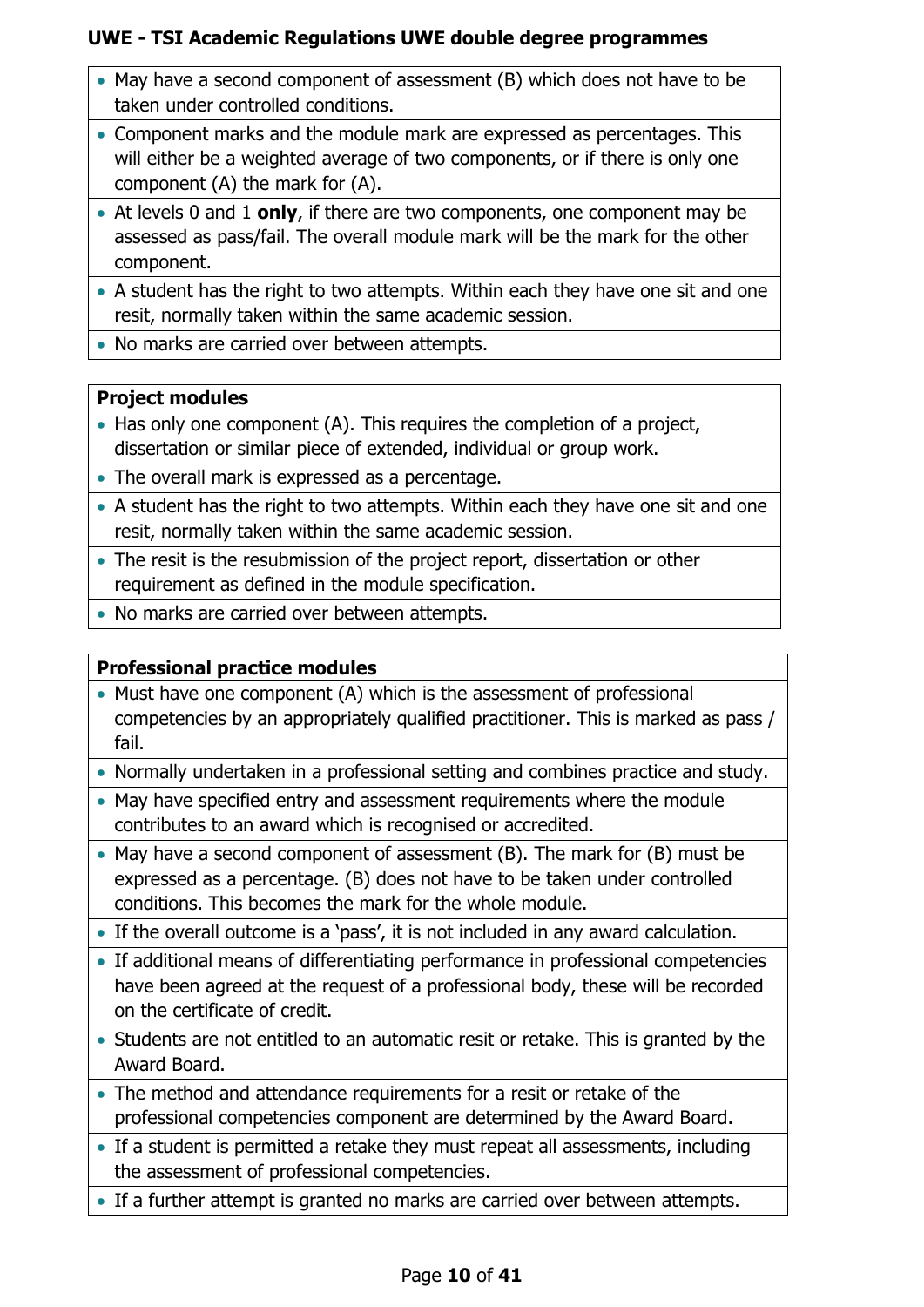- May have a second component of assessment (B) which does not have to be taken under controlled conditions.
- Component marks and the module mark are expressed as percentages. This will either be a weighted average of two components, or if there is only one component (A) the mark for (A).
- At levels 0 and 1 **only**, if there are two components, one component may be assessed as pass/fail. The overall module mark will be the mark for the other component.
- A student has the right to two attempts. Within each they have one sit and one resit, normally taken within the same academic session.
- No marks are carried over between attempts.

**Project modules**

- Has only one component (A). This requires the completion of a project, dissertation or similar piece of extended, individual or group work.
- The overall mark is expressed as a percentage.
- A student has the right to two attempts. Within each they have one sit and one resit, normally taken within the same academic session.
- The resit is the resubmission of the project report, dissertation or other requirement as defined in the module specification.
- No marks are carried over between attempts.

**Professional practice modules**

- Must have one component (A) which is the assessment of professional competencies by an appropriately qualified practitioner. This is marked as pass / fail.
- Normally undertaken in a professional setting and combines practice and study.
- May have specified entry and assessment requirements where the module contributes to an award which is recognised or accredited.
- May have a second component of assessment (B). The mark for (B) must be expressed as a percentage. (B) does not have to be taken under controlled conditions. This becomes the mark for the whole module.
- If the overall outcome is a 'pass', it is not included in any award calculation.
- If additional means of differentiating performance in professional competencies have been agreed at the request of a professional body, these will be recorded on the certificate of credit.
- Students are not entitled to an automatic resit or retake. This is granted by the Award Board.
- The method and attendance requirements for a resit or retake of the professional competencies component are determined by the Award Board.
- If a student is permitted a retake they must repeat all assessments, including the assessment of professional competencies.
- If a further attempt is granted no marks are carried over between attempts.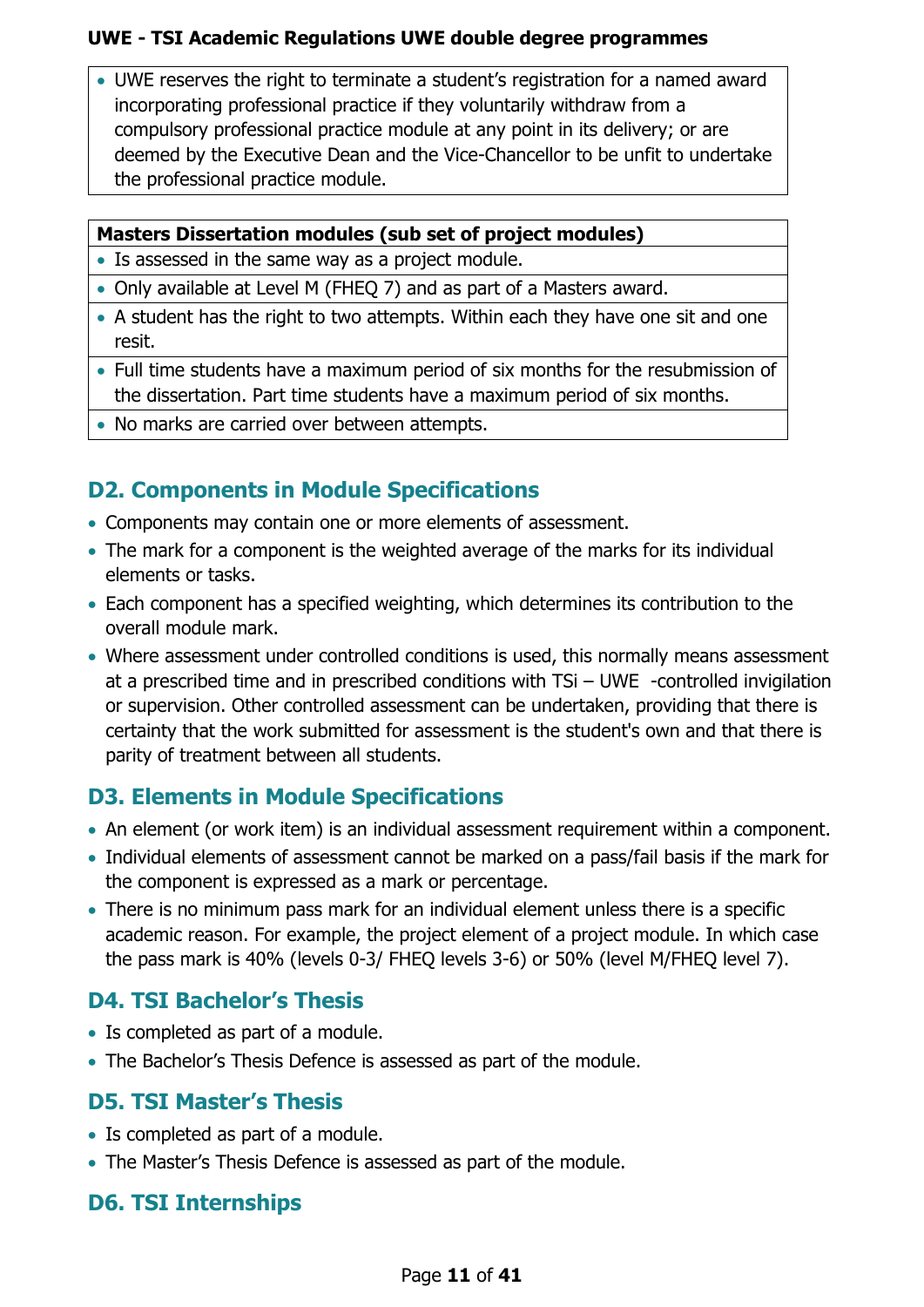| • UWE reserves the right to terminate a student's registration for a named award incorporating professional practice if they voluntarily withdraw from a compulsory professional practice module at any point in its delivery; or are deemed by the Executive Dean and the Vice-Chancellor to be unfit to undertake the professional practice module. |
|---|

| **Masters Dissertation modules (sub set of project modules)** |
|---|
| • Is assessed in the same way as a project module. |
| • Only available at Level M (FHEQ 7) and as part of a Masters award. |
| • A student has the right to two attempts. Within each they have one sit and one resit. |
| • Full time students have a maximum period of six months for the resubmission of the dissertation. Part time students have a maximum period of six months. |
| • No marks are carried over between attempts. |

## D2. Components in Module Specifications

- Components may contain one or more elements of assessment.
- The mark for a component is the weighted average of the marks for its individual elements or tasks.
- Each component has a specified weighting, which determines its contribution to the overall module mark.
- Where assessment under controlled conditions is used, this normally means assessment at a prescribed time and in prescribed conditions with TSi – UWE -controlled invigilation or supervision. Other controlled assessment can be undertaken, providing that there is certainty that the work submitted for assessment is the student's own and that there is parity of treatment between all students.

## D3. Elements in Module Specifications

- An element (or work item) is an individual assessment requirement within a component.
- Individual elements of assessment cannot be marked on a pass/fail basis if the mark for the component is expressed as a mark or percentage.
- There is no minimum pass mark for an individual element unless there is a specific academic reason. For example, the project element of a project module. In which case the pass mark is 40% (levels 0-3/ FHEQ levels 3-6) or 50% (level M/FHEQ level 7).

## D4. TSI Bachelor's Thesis

- Is completed as part of a module.
- The Bachelor's Thesis Defence is assessed as part of the module.

## D5. TSI Master's Thesis

- Is completed as part of a module.
- The Master's Thesis Defence is assessed as part of the module.

## D6. TSI Internships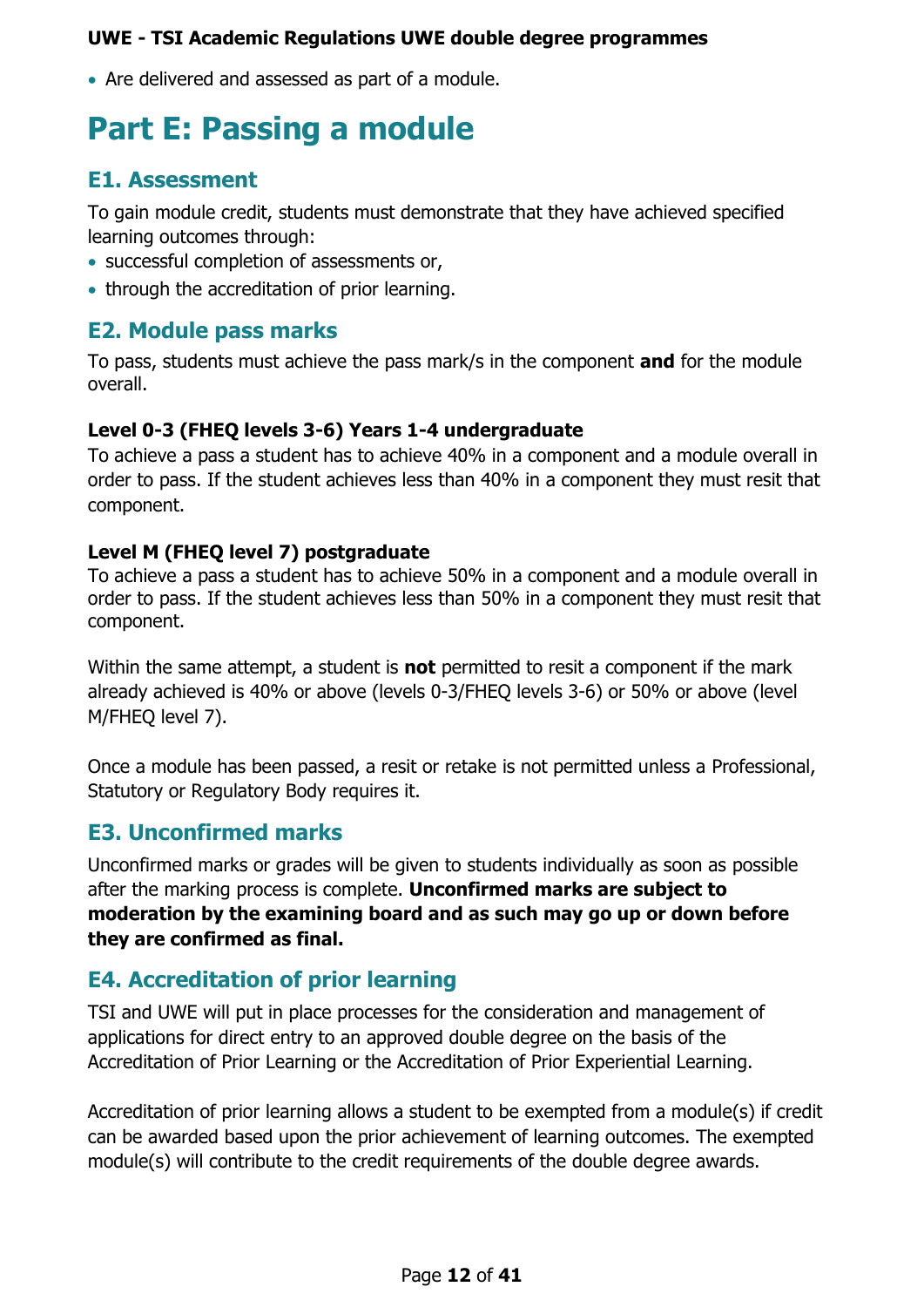- Are delivered and assessed as part of a module.

# Part E: Passing a module

## E1. Assessment

To gain module credit, students must demonstrate that they have achieved specified learning outcomes through:

- successful completion of assessments or,
- through the accreditation of prior learning.

## E2. Module pass marks

To pass, students must achieve the pass mark/s in the component **and** for the module overall.

**Level 0-3 (FHEQ levels 3-6) Years 1-4 undergraduate**

To achieve a pass a student has to achieve 40% in a component and a module overall in order to pass. If the student achieves less than 40% in a component they must resit that component.

**Level M (FHEQ level 7) postgraduate**

To achieve a pass a student has to achieve 50% in a component and a module overall in order to pass. If the student achieves less than 50% in a component they must resit that component.

Within the same attempt, a student is **not** permitted to resit a component if the mark already achieved is 40% or above (levels 0-3/FHEQ levels 3-6) or 50% or above (level M/FHEQ level 7).

Once a module has been passed, a resit or retake is not permitted unless a Professional, Statutory or Regulatory Body requires it.

## E3. Unconfirmed marks

Unconfirmed marks or grades will be given to students individually as soon as possible after the marking process is complete. **Unconfirmed marks are subject to moderation by the examining board and as such may go up or down before they are confirmed as final.**

## E4. Accreditation of prior learning

TSI and UWE will put in place processes for the consideration and management of applications for direct entry to an approved double degree on the basis of the Accreditation of Prior Learning or the Accreditation of Prior Experiential Learning.

Accreditation of prior learning allows a student to be exempted from a module(s) if credit can be awarded based upon the prior achievement of learning outcomes. The exempted module(s) will contribute to the credit requirements of the double degree awards.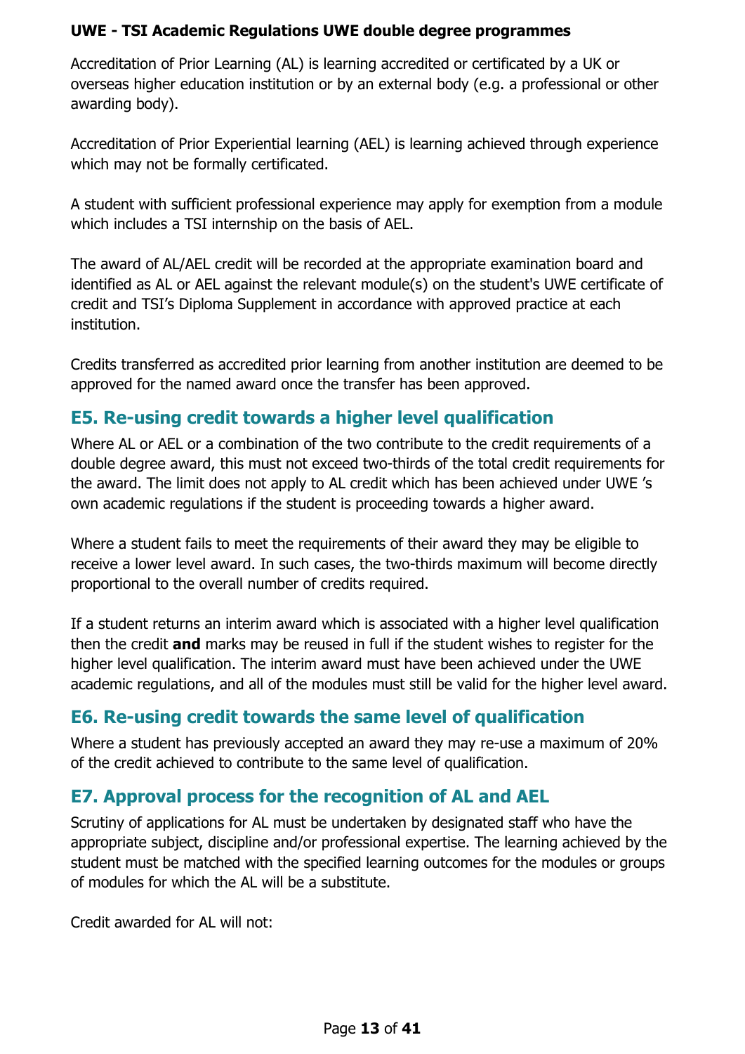Accreditation of Prior Learning (AL) is learning accredited or certificated by a UK or overseas higher education institution or by an external body (e.g. a professional or other awarding body).

Accreditation of Prior Experiential learning (AEL) is learning achieved through experience which may not be formally certificated.

A student with sufficient professional experience may apply for exemption from a module which includes a TSI internship on the basis of AEL.

The award of AL/AEL credit will be recorded at the appropriate examination board and identified as AL or AEL against the relevant module(s) on the student's UWE certificate of credit and TSI's Diploma Supplement in accordance with approved practice at each institution.

Credits transferred as accredited prior learning from another institution are deemed to be approved for the named award once the transfer has been approved.

## E5. Re-using credit towards a higher level qualification

Where AL or AEL or a combination of the two contribute to the credit requirements of a double degree award, this must not exceed two-thirds of the total credit requirements for the award. The limit does not apply to AL credit which has been achieved under UWE 's own academic regulations if the student is proceeding towards a higher award.

Where a student fails to meet the requirements of their award they may be eligible to receive a lower level award. In such cases, the two-thirds maximum will become directly proportional to the overall number of credits required.

If a student returns an interim award which is associated with a higher level qualification then the credit **and** marks may be reused in full if the student wishes to register for the higher level qualification. The interim award must have been achieved under the UWE academic regulations, and all of the modules must still be valid for the higher level award.

## E6. Re-using credit towards the same level of qualification

Where a student has previously accepted an award they may re-use a maximum of 20% of the credit achieved to contribute to the same level of qualification.

## E7. Approval process for the recognition of AL and AEL

Scrutiny of applications for AL must be undertaken by designated staff who have the appropriate subject, discipline and/or professional expertise. The learning achieved by the student must be matched with the specified learning outcomes for the modules or groups of modules for which the AL will be a substitute.

Credit awarded for AL will not: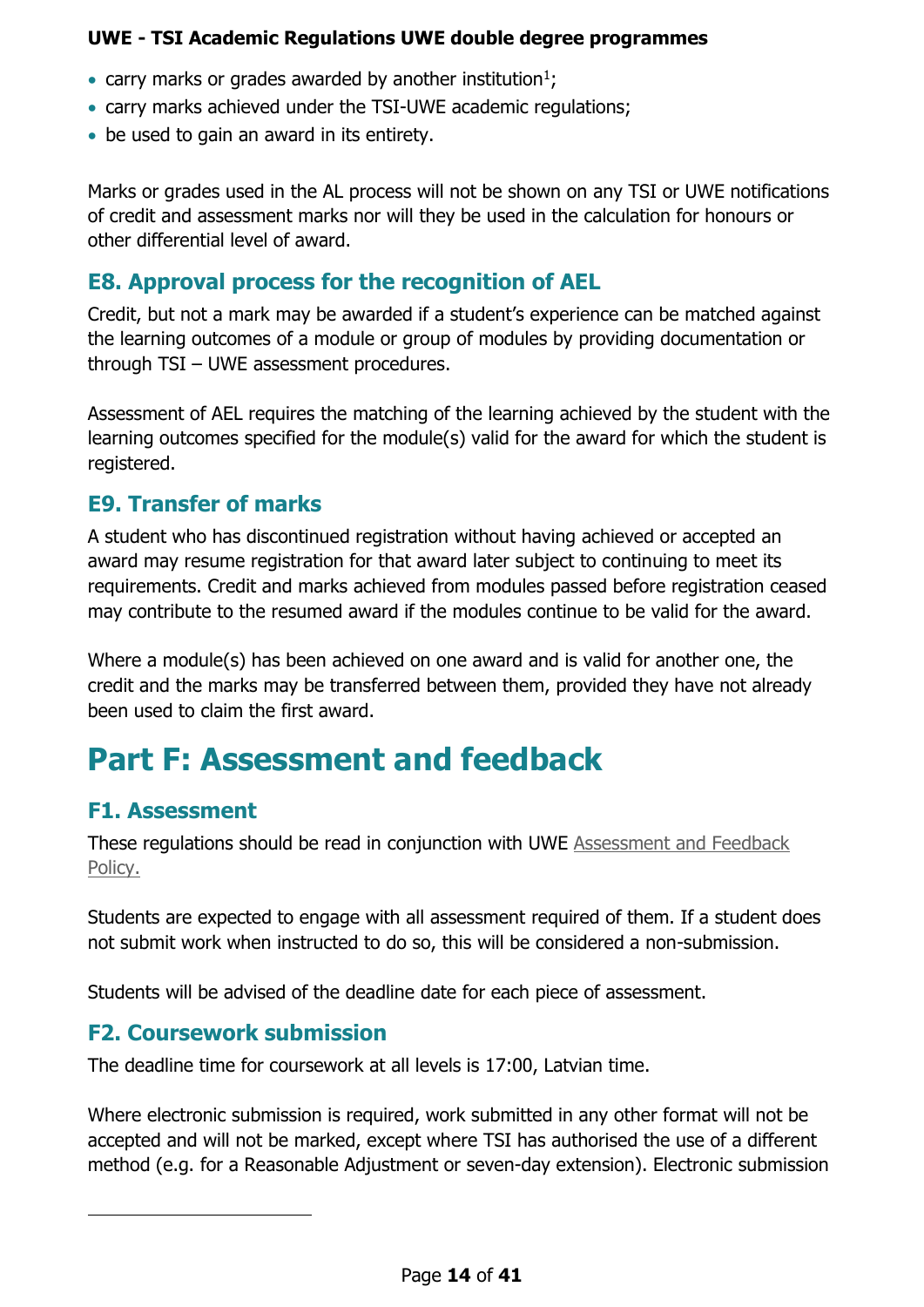- carry marks or grades awarded by another institution[1];
- carry marks achieved under the TSI-UWE academic regulations;
- be used to gain an award in its entirety.

Marks or grades used in the AL process will not be shown on any TSI or UWE notifications of credit and assessment marks nor will they be used in the calculation for honours or other differential level of award.

## E8. Approval process for the recognition of AEL

Credit, but not a mark may be awarded if a student's experience can be matched against the learning outcomes of a module or group of modules by providing documentation or through TSI – UWE assessment procedures.

Assessment of AEL requires the matching of the learning achieved by the student with the learning outcomes specified for the module(s) valid for the award for which the student is registered.

## E9. Transfer of marks

A student who has discontinued registration without having achieved or accepted an award may resume registration for that award later subject to continuing to meet its requirements. Credit and marks achieved from modules passed before registration ceased may contribute to the resumed award if the modules continue to be valid for the award.

Where a module(s) has been achieved on one award and is valid for another one, the credit and the marks may be transferred between them, provided they have not already been used to claim the first award.

# Part F: Assessment and feedback

## F1. Assessment

These regulations should be read in conjunction with UWE Assessment and Feedback Policy.

Students are expected to engage with all assessment required of them. If a student does not submit work when instructed to do so, this will be considered a non-submission.

Students will be advised of the deadline date for each piece of assessment.

## F2. Coursework submission

The deadline time for coursework at all levels is 17:00, Latvian time.

Where electronic submission is required, work submitted in any other format will not be accepted and will not be marked, except where TSI has authorised the use of a different method (e.g. for a Reasonable Adjustment or seven-day extension). Electronic submission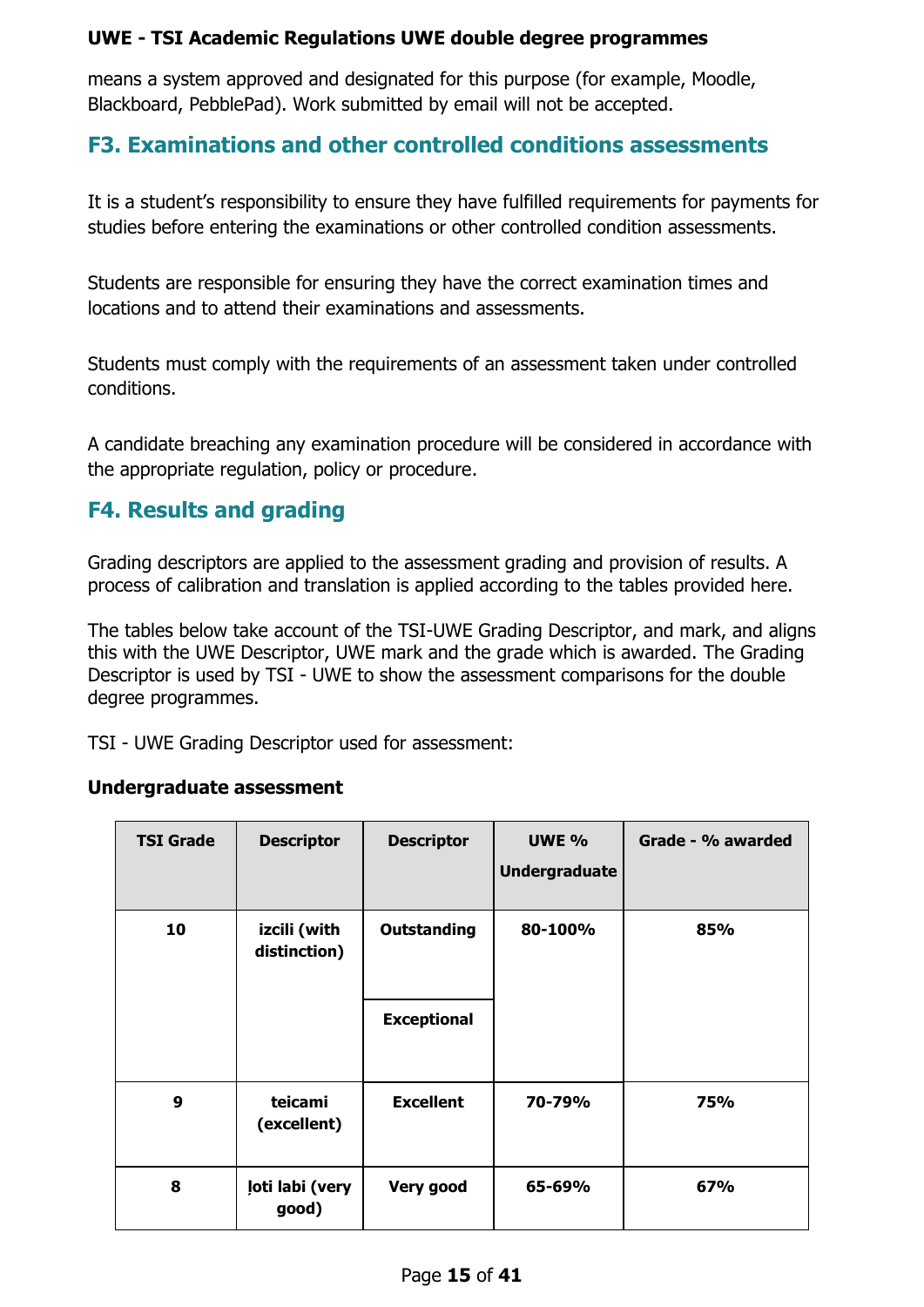means a system approved and designated for this purpose (for example, Moodle, Blackboard, PebblePad). Work submitted by email will not be accepted.

## F3. Examinations and other controlled conditions assessments

It is a student's responsibility to ensure they have fulfilled requirements for payments for studies before entering the examinations or other controlled condition assessments.

Students are responsible for ensuring they have the correct examination times and locations and to attend their examinations and assessments.

Students must comply with the requirements of an assessment taken under controlled conditions.

A candidate breaching any examination procedure will be considered in accordance with the appropriate regulation, policy or procedure.

## F4. Results and grading

Grading descriptors are applied to the assessment grading and provision of results. A process of calibration and translation is applied according to the tables provided here.

The tables below take account of the TSI-UWE Grading Descriptor, and mark, and aligns this with the UWE Descriptor, UWE mark and the grade which is awarded. The Grading Descriptor is used by TSI - UWE to show the assessment comparisons for the double degree programmes.

TSI - UWE Grading Descriptor used for assessment:

**Undergraduate assessment**

| TSI Grade | Descriptor | Descriptor | UWE % Undergraduate | Grade - % awarded |
|---|---|---|---|---|
| **10** | **izcili (with distinction)** | **Outstanding** | **80-100%** | **85%** |
| | | **Exceptional** | | |
| **9** | **teicami (excellent)** | **Excellent** | **70-79%** | **75%** |
| **8** | **ļoti labi (very good)** | **Very good** | **65-69%** | **67%** |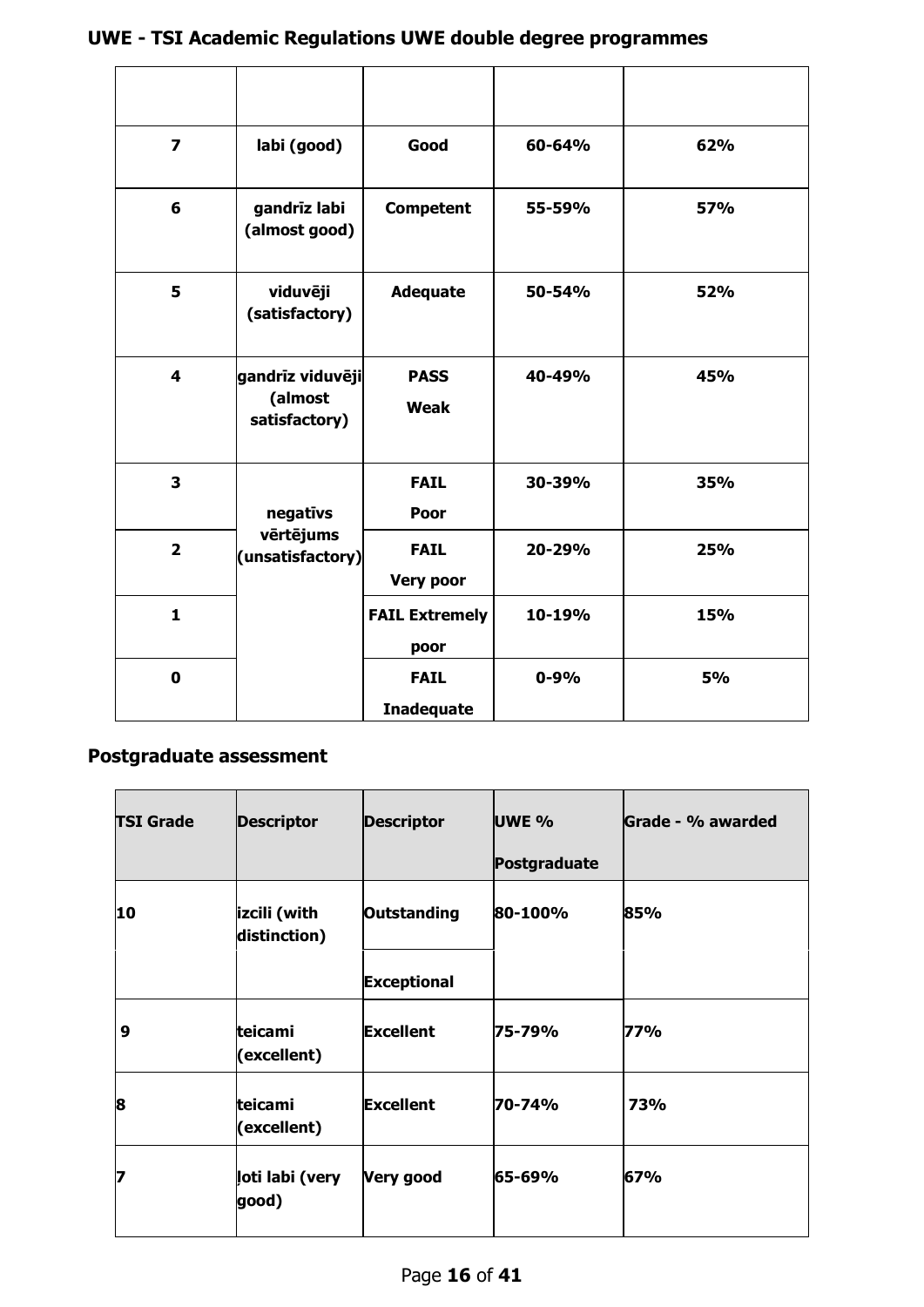## UWE - TSI Academic Regulations UWE double degree programmes

| | | | | |
|---|---|---|---|---|
| **7** | **labi (good)** | **Good** | **60-64%** | **62%** |
| **6** | **gandrīz labi (almost good)** | **Competent** | **55-59%** | **57%** |
| **5** | **viduvēji (satisfactory)** | **Adequate** | **50-54%** | **52%** |
| **4** | **gandrīz viduvēji (almost satisfactory)** | **PASS Weak** | **40-49%** | **45%** |
| **3** | **negatīvs vērtējums (unsatisfactory)** | **FAIL Poor** | **30-39%** | **35%** |
| **2** | | **FAIL Very poor** | **20-29%** | **25%** |
| **1** | | **FAIL Extremely poor** | **10-19%** | **15%** |
| **0** | | **FAIL Inadequate** | **0-9%** | **5%** |

## Postgraduate assessment

| TSI Grade | Descriptor | Descriptor | UWE % Postgraduate | Grade - % awarded |
|---|---|---|---|---|
| **10** | **izcili (with distinction)** | **Outstanding** | **80-100%** | **85%** |
| | | **Exceptional** | | |
| **9** | **teicami (excellent)** | **Excellent** | **75-79%** | **77%** |
| **8** | **teicami (excellent)** | **Excellent** | **70-74%** | **73%** |
| **7** | **ļoti labi (very good)** | **Very good** | **65-69%** | **67%** |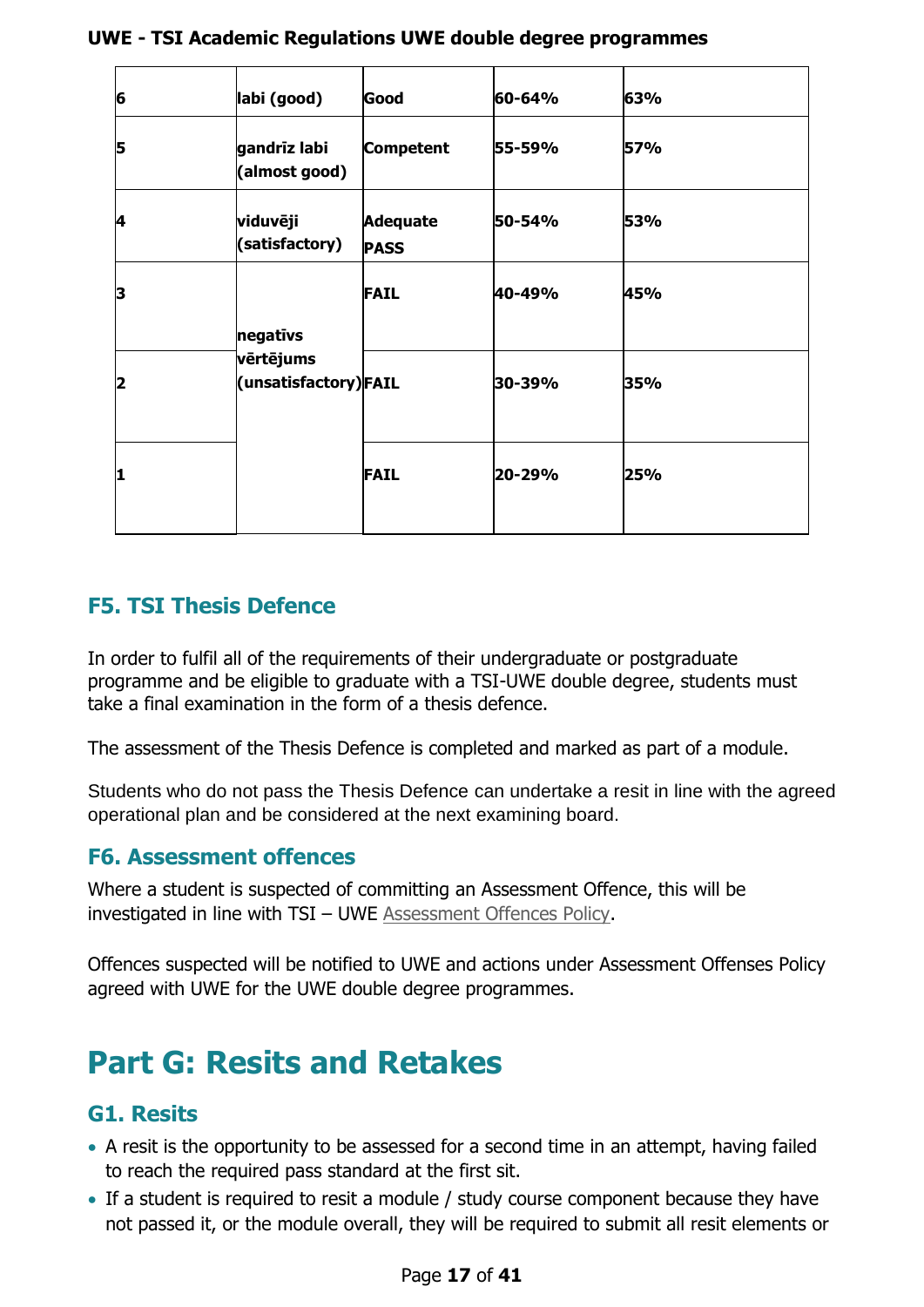| | | | | |
|---|---|---|---|---|
| **6** | **labi (good)** | **Good** | **60-64%** | **63%** |
| **5** | **gandrīz labi (almost good)** | **Competent** | **55-59%** | **57%** |
| **4** | **viduvēji (satisfactory)** | **Adequate PASS** | **50-54%** | **53%** |
| **3** | **negatīvs vērtējums (unsatisfactory)** | **FAIL** | **40-49%** | **45%** |
| **2** | | **FAIL** | **30-39%** | **35%** |
| **1** | | **FAIL** | **20-29%** | **25%** |

### F5. TSI Thesis Defence

In order to fulfil all of the requirements of their undergraduate or postgraduate programme and be eligible to graduate with a TSI-UWE double degree, students must take a final examination in the form of a thesis defence.

The assessment of the Thesis Defence is completed and marked as part of a module.

Students who do not pass the Thesis Defence can undertake a resit in line with the agreed operational plan and be considered at the next examining board.

### F6. Assessment offences

Where a student is suspected of committing an Assessment Offence, this will be investigated in line with TSI – UWE Assessment Offences Policy.

Offences suspected will be notified to UWE and actions under Assessment Offenses Policy agreed with UWE for the UWE double degree programmes.

## Part G: Resits and Retakes

### G1. Resits

- A resit is the opportunity to be assessed for a second time in an attempt, having failed to reach the required pass standard at the first sit.
- If a student is required to resit a module / study course component because they have not passed it, or the module overall, they will be required to submit all resit elements or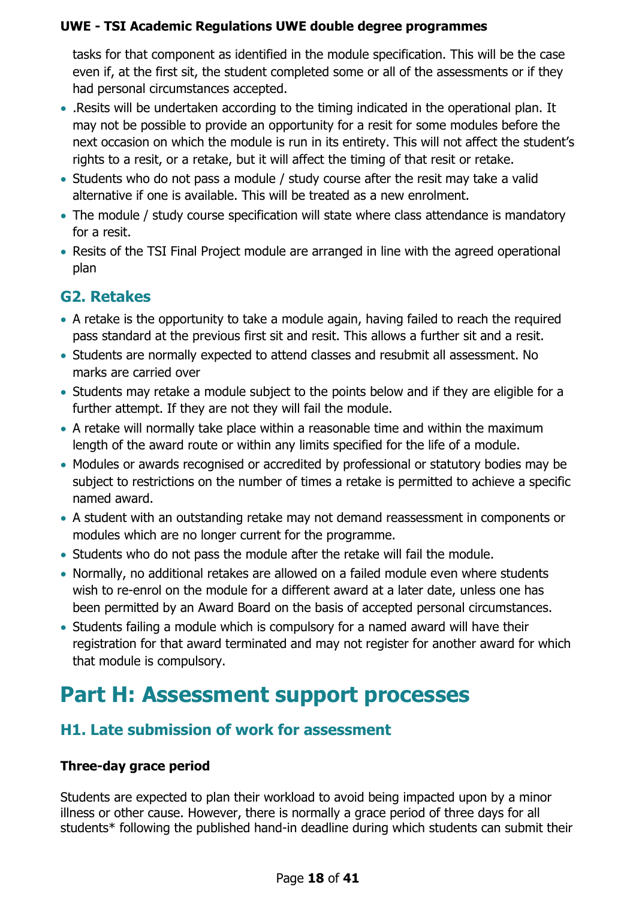tasks for that component as identified in the module specification. This will be the case even if, at the first sit, the student completed some or all of the assessments or if they had personal circumstances accepted.

- .Resits will be undertaken according to the timing indicated in the operational plan. It may not be possible to provide an opportunity for a resit for some modules before the next occasion on which the module is run in its entirety. This will not affect the student's rights to a resit, or a retake, but it will affect the timing of that resit or retake.
- Students who do not pass a module / study course after the resit may take a valid alternative if one is available. This will be treated as a new enrolment.
- The module / study course specification will state where class attendance is mandatory for a resit.
- Resits of the TSI Final Project module are arranged in line with the agreed operational plan

## G2. Retakes

- A retake is the opportunity to take a module again, having failed to reach the required pass standard at the previous first sit and resit. This allows a further sit and a resit.
- Students are normally expected to attend classes and resubmit all assessment. No marks are carried over
- Students may retake a module subject to the points below and if they are eligible for a further attempt. If they are not they will fail the module.
- A retake will normally take place within a reasonable time and within the maximum length of the award route or within any limits specified for the life of a module.
- Modules or awards recognised or accredited by professional or statutory bodies may be subject to restrictions on the number of times a retake is permitted to achieve a specific named award.
- A student with an outstanding retake may not demand reassessment in components or modules which are no longer current for the programme.
- Students who do not pass the module after the retake will fail the module.
- Normally, no additional retakes are allowed on a failed module even where students wish to re-enrol on the module for a different award at a later date, unless one has been permitted by an Award Board on the basis of accepted personal circumstances.
- Students failing a module which is compulsory for a named award will have their registration for that award terminated and may not register for another award for which that module is compulsory.

# Part H: Assessment support processes

## H1. Late submission of work for assessment

**Three-day grace period**

Students are expected to plan their workload to avoid being impacted upon by a minor illness or other cause. However, there is normally a grace period of three days for all students* following the published hand-in deadline during which students can submit their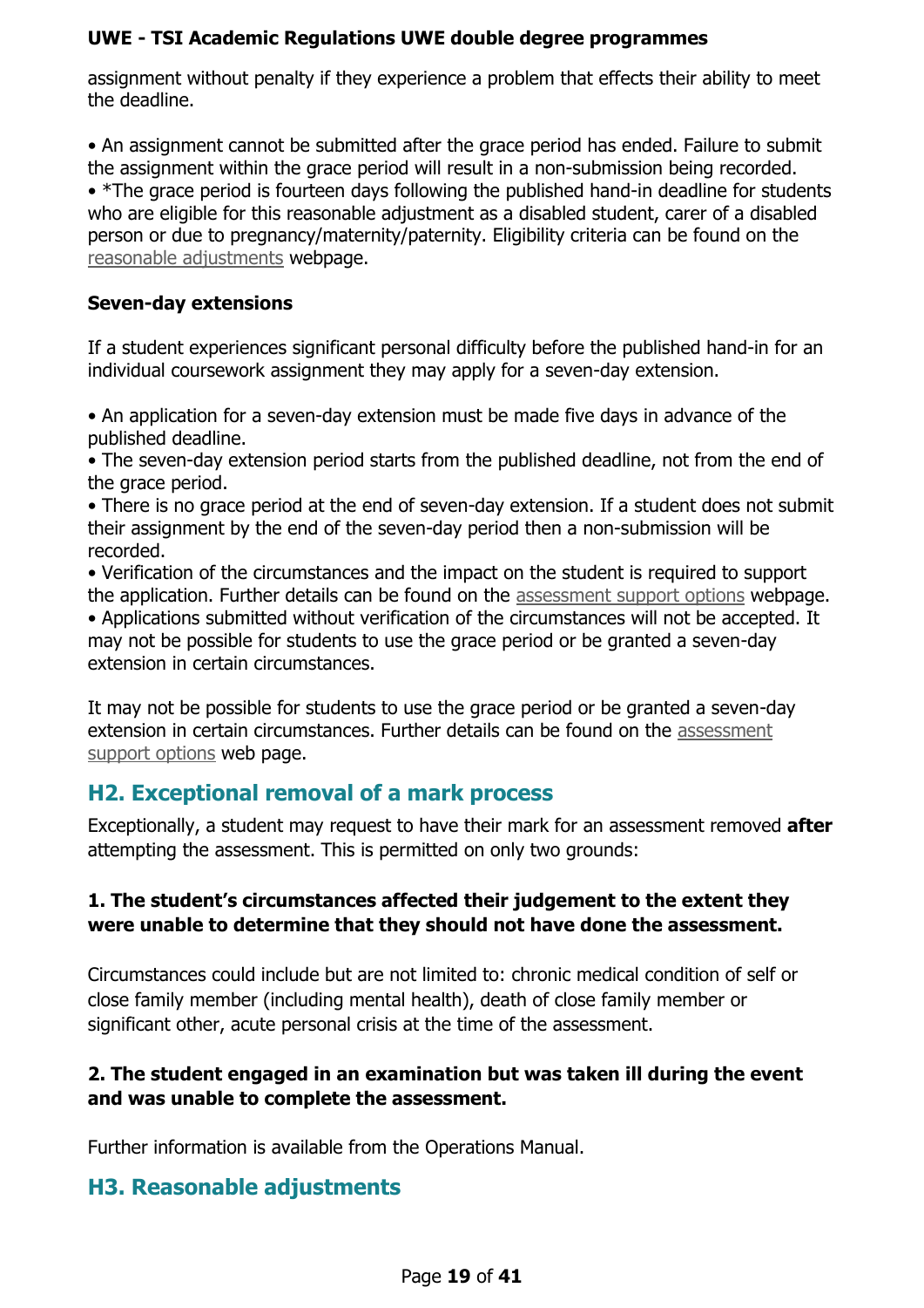assignment without penalty if they experience a problem that effects their ability to meet the deadline.

- An assignment cannot be submitted after the grace period has ended. Failure to submit the assignment within the grace period will result in a non-submission being recorded.
- *The grace period is fourteen days following the published hand-in deadline for students who are eligible for this reasonable adjustment as a disabled student, carer of a disabled person or due to pregnancy/maternity/paternity. Eligibility criteria can be found on the reasonable adjustments webpage.

**Seven-day extensions**

If a student experiences significant personal difficulty before the published hand-in for an individual coursework assignment they may apply for a seven-day extension.

- An application for a seven-day extension must be made five days in advance of the published deadline.
- The seven-day extension period starts from the published deadline, not from the end of the grace period.
- There is no grace period at the end of seven-day extension. If a student does not submit their assignment by the end of the seven-day period then a non-submission will be recorded.
- Verification of the circumstances and the impact on the student is required to support the application. Further details can be found on the assessment support options webpage.
- Applications submitted without verification of the circumstances will not be accepted. It may not be possible for students to use the grace period or be granted a seven-day extension in certain circumstances.

It may not be possible for students to use the grace period or be granted a seven-day extension in certain circumstances. Further details can be found on the assessment support options web page.

## H2. Exceptional removal of a mark process

Exceptionally, a student may request to have their mark for an assessment removed **after** attempting the assessment. This is permitted on only two grounds:

**1. The student's circumstances affected their judgement to the extent they were unable to determine that they should not have done the assessment.**

Circumstances could include but are not limited to: chronic medical condition of self or close family member (including mental health), death of close family member or significant other, acute personal crisis at the time of the assessment.

**2. The student engaged in an examination but was taken ill during the event and was unable to complete the assessment.**

Further information is available from the Operations Manual.

## H3. Reasonable adjustments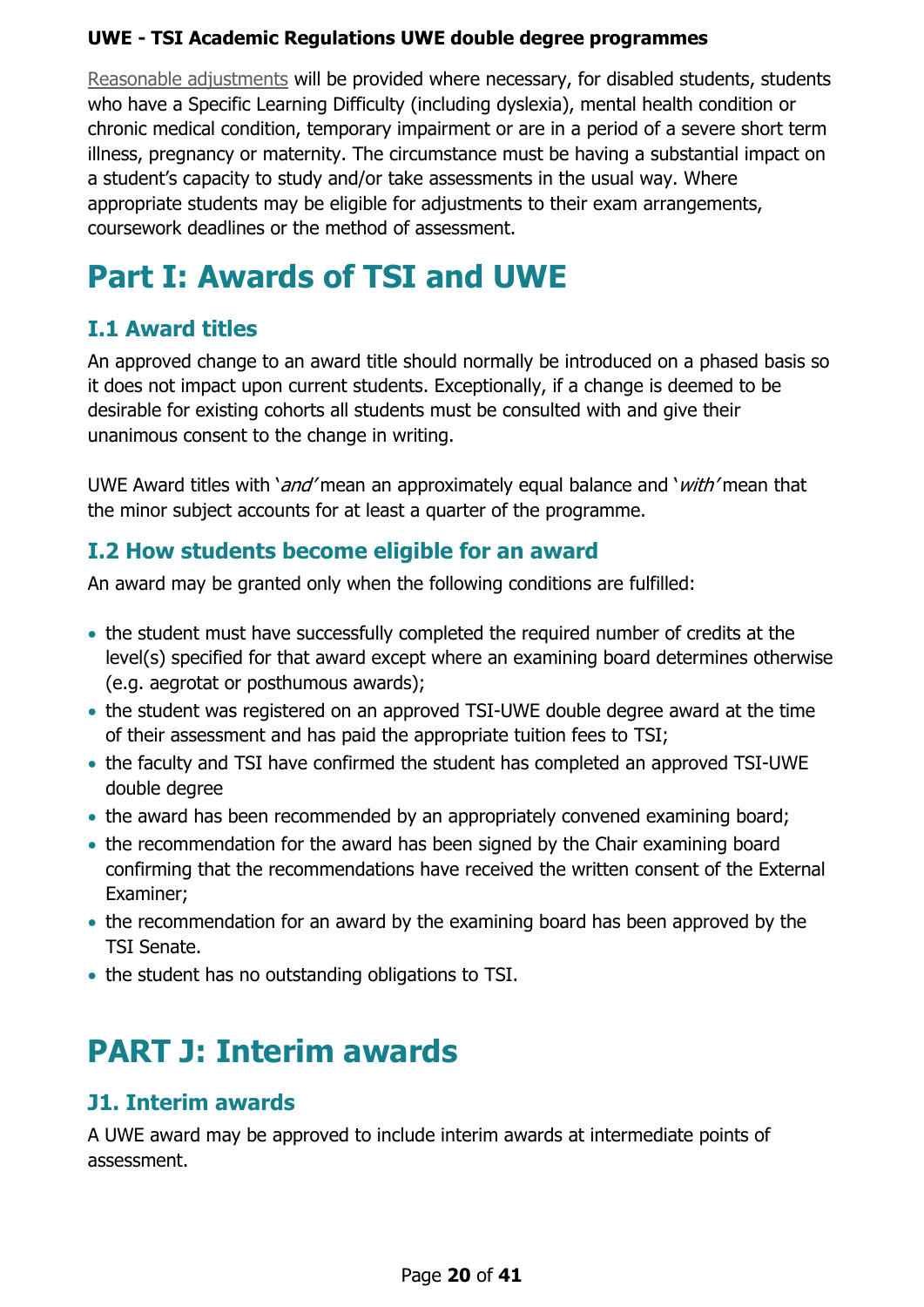[Reasonable adjustments] will be provided where necessary, for disabled students, students who have a Specific Learning Difficulty (including dyslexia), mental health condition or chronic medical condition, temporary impairment or are in a period of a severe short term illness, pregnancy or maternity. The circumstance must be having a substantial impact on a student's capacity to study and/or take assessments in the usual way. Where appropriate students may be eligible for adjustments to their exam arrangements, coursework deadlines or the method of assessment.

# Part I: Awards of TSI and UWE

## I.1 Award titles

An approved change to an award title should normally be introduced on a phased basis so it does not impact upon current students. Exceptionally, if a change is deemed to be desirable for existing cohorts all students must be consulted with and give their unanimous consent to the change in writing.

UWE Award titles with '*and*' mean an approximately equal balance and '*with*' mean that the minor subject accounts for at least a quarter of the programme.

## I.2 How students become eligible for an award

An award may be granted only when the following conditions are fulfilled:

- the student must have successfully completed the required number of credits at the level(s) specified for that award except where an examining board determines otherwise (e.g. aegrotat or posthumous awards);
- the student was registered on an approved TSI-UWE double degree award at the time of their assessment and has paid the appropriate tuition fees to TSI;
- the faculty and TSI have confirmed the student has completed an approved TSI-UWE double degree
- the award has been recommended by an appropriately convened examining board;
- the recommendation for the award has been signed by the Chair examining board confirming that the recommendations have received the written consent of the External Examiner;
- the recommendation for an award by the examining board has been approved by the TSI Senate.
- the student has no outstanding obligations to TSI.

# PART J: Interim awards

## J1. Interim awards

A UWE award may be approved to include interim awards at intermediate points of assessment.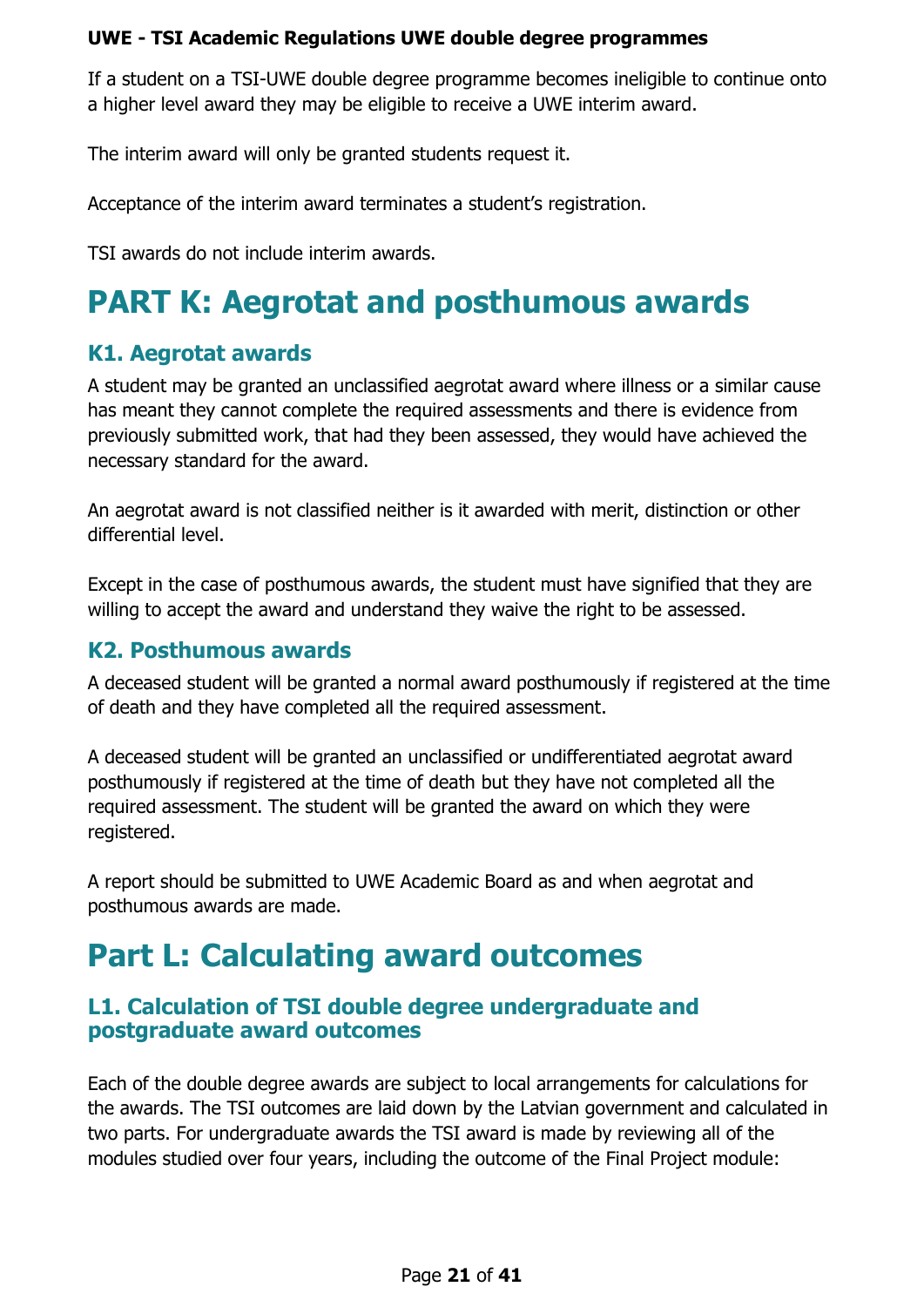**UWE - TSI Academic Regulations UWE double degree programmes**

If a student on a TSI-UWE double degree programme becomes ineligible to continue onto a higher level award they may be eligible to receive a UWE interim award.

The interim award will only be granted students request it.

Acceptance of the interim award terminates a student's registration.

TSI awards do not include interim awards.

# PART K: Aegrotat and posthumous awards

## K1. Aegrotat awards

A student may be granted an unclassified aegrotat award where illness or a similar cause has meant they cannot complete the required assessments and there is evidence from previously submitted work, that had they been assessed, they would have achieved the necessary standard for the award.

An aegrotat award is not classified neither is it awarded with merit, distinction or other differential level.

Except in the case of posthumous awards, the student must have signified that they are willing to accept the award and understand they waive the right to be assessed.

## K2. Posthumous awards

A deceased student will be granted a normal award posthumously if registered at the time of death and they have completed all the required assessment.

A deceased student will be granted an unclassified or undifferentiated aegrotat award posthumously if registered at the time of death but they have not completed all the required assessment. The student will be granted the award on which they were registered.

A report should be submitted to UWE Academic Board as and when aegrotat and posthumous awards are made.

# Part L: Calculating award outcomes

## L1. Calculation of TSI double degree undergraduate and postgraduate award outcomes

Each of the double degree awards are subject to local arrangements for calculations for the awards. The TSI outcomes are laid down by the Latvian government and calculated in two parts. For undergraduate awards the TSI award is made by reviewing all of the modules studied over four years, including the outcome of the Final Project module: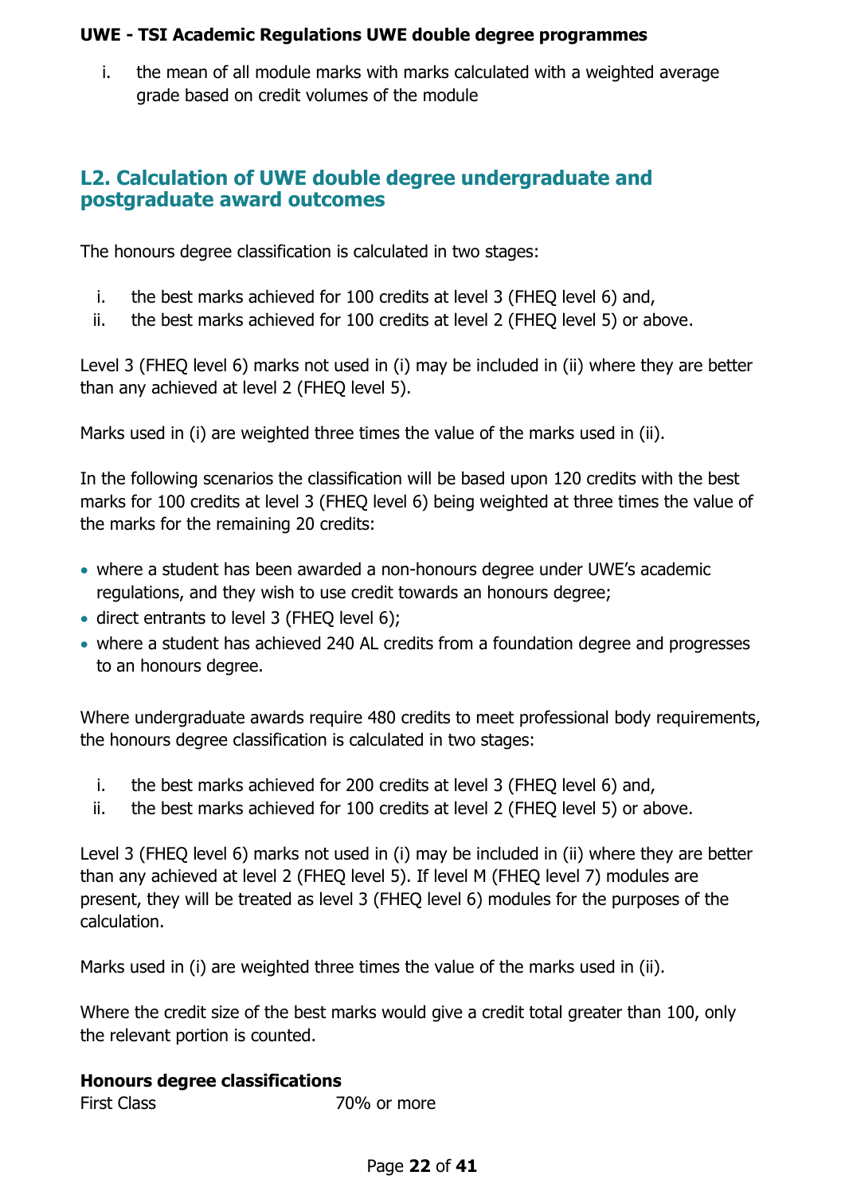i. the mean of all module marks with marks calculated with a weighted average grade based on credit volumes of the module

## L2. Calculation of UWE double degree undergraduate and postgraduate award outcomes

The honours degree classification is calculated in two stages:

i. the best marks achieved for 100 credits at level 3 (FHEQ level 6) and,
ii. the best marks achieved for 100 credits at level 2 (FHEQ level 5) or above.

Level 3 (FHEQ level 6) marks not used in (i) may be included in (ii) where they are better than any achieved at level 2 (FHEQ level 5).

Marks used in (i) are weighted three times the value of the marks used in (ii).

In the following scenarios the classification will be based upon 120 credits with the best marks for 100 credits at level 3 (FHEQ level 6) being weighted at three times the value of the marks for the remaining 20 credits:

- where a student has been awarded a non-honours degree under UWE's academic regulations, and they wish to use credit towards an honours degree;
- direct entrants to level 3 (FHEQ level 6);
- where a student has achieved 240 AL credits from a foundation degree and progresses to an honours degree.

Where undergraduate awards require 480 credits to meet professional body requirements, the honours degree classification is calculated in two stages:

i. the best marks achieved for 200 credits at level 3 (FHEQ level 6) and,
ii. the best marks achieved for 100 credits at level 2 (FHEQ level 5) or above.

Level 3 (FHEQ level 6) marks not used in (i) may be included in (ii) where they are better than any achieved at level 2 (FHEQ level 5). If level M (FHEQ level 7) modules are present, they will be treated as level 3 (FHEQ level 6) modules for the purposes of the calculation.

Marks used in (i) are weighted three times the value of the marks used in (ii).

Where the credit size of the best marks would give a credit total greater than 100, only the relevant portion is counted.

**Honours degree classifications**

First Class 70% or more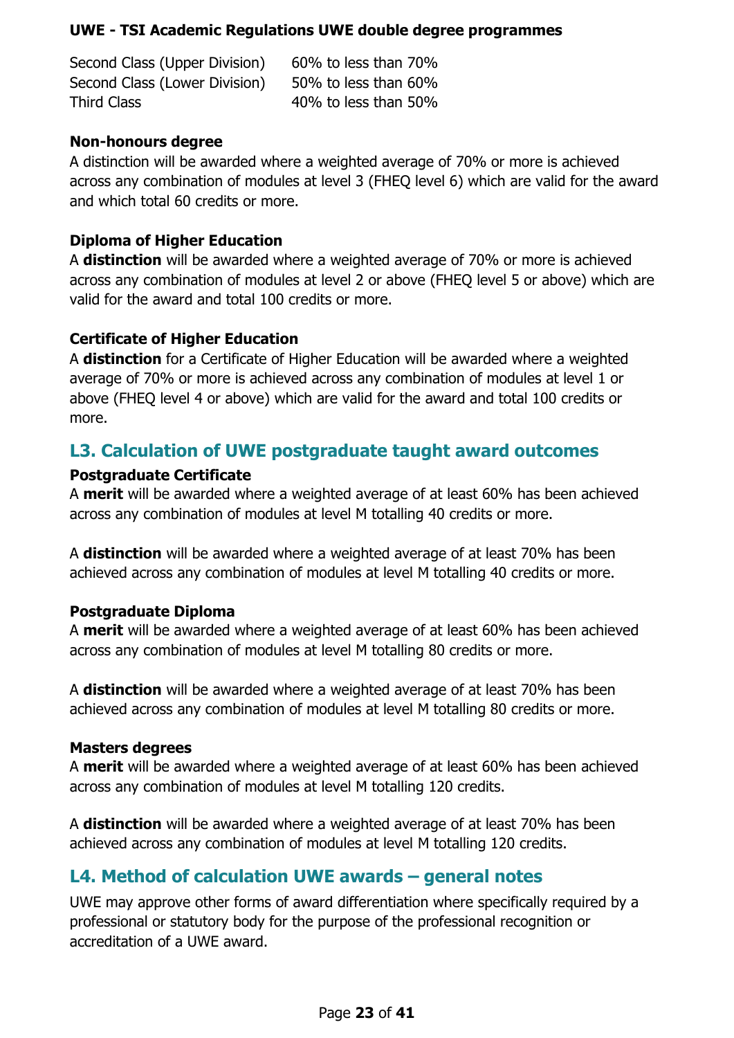| | |
|---|---|
| Second Class (Upper Division) | 60% to less than 70% |
| Second Class (Lower Division) | 50% to less than 60% |
| Third Class | 40% to less than 50% |

**Non-honours degree**

A distinction will be awarded where a weighted average of 70% or more is achieved across any combination of modules at level 3 (FHEQ level 6) which are valid for the award and which total 60 credits or more.

**Diploma of Higher Education**

A **distinction** will be awarded where a weighted average of 70% or more is achieved across any combination of modules at level 2 or above (FHEQ level 5 or above) which are valid for the award and total 100 credits or more.

**Certificate of Higher Education**

A **distinction** for a Certificate of Higher Education will be awarded where a weighted average of 70% or more is achieved across any combination of modules at level 1 or above (FHEQ level 4 or above) which are valid for the award and total 100 credits or more.

## L3. Calculation of UWE postgraduate taught award outcomes

**Postgraduate Certificate**

A **merit** will be awarded where a weighted average of at least 60% has been achieved across any combination of modules at level M totalling 40 credits or more.

A **distinction** will be awarded where a weighted average of at least 70% has been achieved across any combination of modules at level M totalling 40 credits or more.

**Postgraduate Diploma**

A **merit** will be awarded where a weighted average of at least 60% has been achieved across any combination of modules at level M totalling 80 credits or more.

A **distinction** will be awarded where a weighted average of at least 70% has been achieved across any combination of modules at level M totalling 80 credits or more.

**Masters degrees**

A **merit** will be awarded where a weighted average of at least 60% has been achieved across any combination of modules at level M totalling 120 credits.

A **distinction** will be awarded where a weighted average of at least 70% has been achieved across any combination of modules at level M totalling 120 credits.

## L4. Method of calculation UWE awards – general notes

UWE may approve other forms of award differentiation where specifically required by a professional or statutory body for the purpose of the professional recognition or accreditation of a UWE award.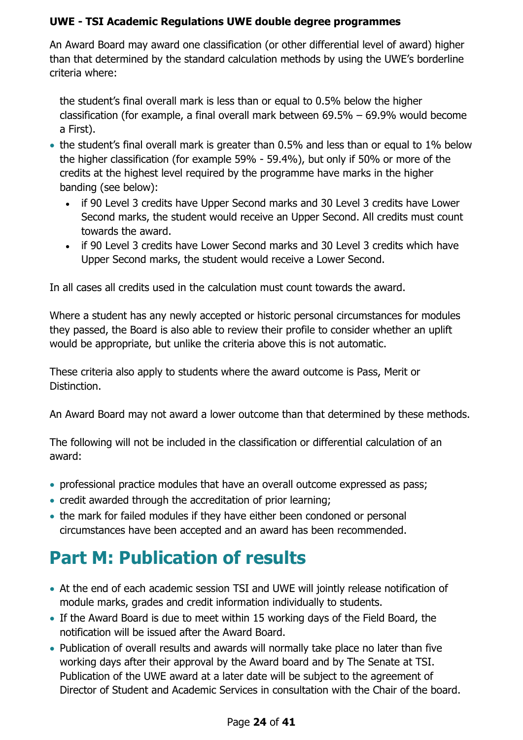**UWE - TSI Academic Regulations UWE double degree programmes**

An Award Board may award one classification (or other differential level of award) higher than that determined by the standard calculation methods by using the UWE's borderline criteria where:

- the student's final overall mark is less than or equal to 0.5% below the higher classification (for example, a final overall mark between 69.5% – 69.9% would become a First).
- the student's final overall mark is greater than 0.5% and less than or equal to 1% below the higher classification (for example 59% - 59.4%), but only if 50% or more of the credits at the highest level required by the programme have marks in the higher banding (see below):
  - if 90 Level 3 credits have Upper Second marks and 30 Level 3 credits have Lower Second marks, the student would receive an Upper Second. All credits must count towards the award.
  - if 90 Level 3 credits have Lower Second marks and 30 Level 3 credits which have Upper Second marks, the student would receive a Lower Second.

In all cases all credits used in the calculation must count towards the award.

Where a student has any newly accepted or historic personal circumstances for modules they passed, the Board is also able to review their profile to consider whether an uplift would be appropriate, but unlike the criteria above this is not automatic.

These criteria also apply to students where the award outcome is Pass, Merit or Distinction.

An Award Board may not award a lower outcome than that determined by these methods.

The following will not be included in the classification or differential calculation of an award:

- professional practice modules that have an overall outcome expressed as pass;
- credit awarded through the accreditation of prior learning;
- the mark for failed modules if they have either been condoned or personal circumstances have been accepted and an award has been recommended.

# Part M: Publication of results

- At the end of each academic session TSI and UWE will jointly release notification of module marks, grades and credit information individually to students.
- If the Award Board is due to meet within 15 working days of the Field Board, the notification will be issued after the Award Board.
- Publication of overall results and awards will normally take place no later than five working days after their approval by the Award board and by The Senate at TSI. Publication of the UWE award at a later date will be subject to the agreement of Director of Student and Academic Services in consultation with the Chair of the board.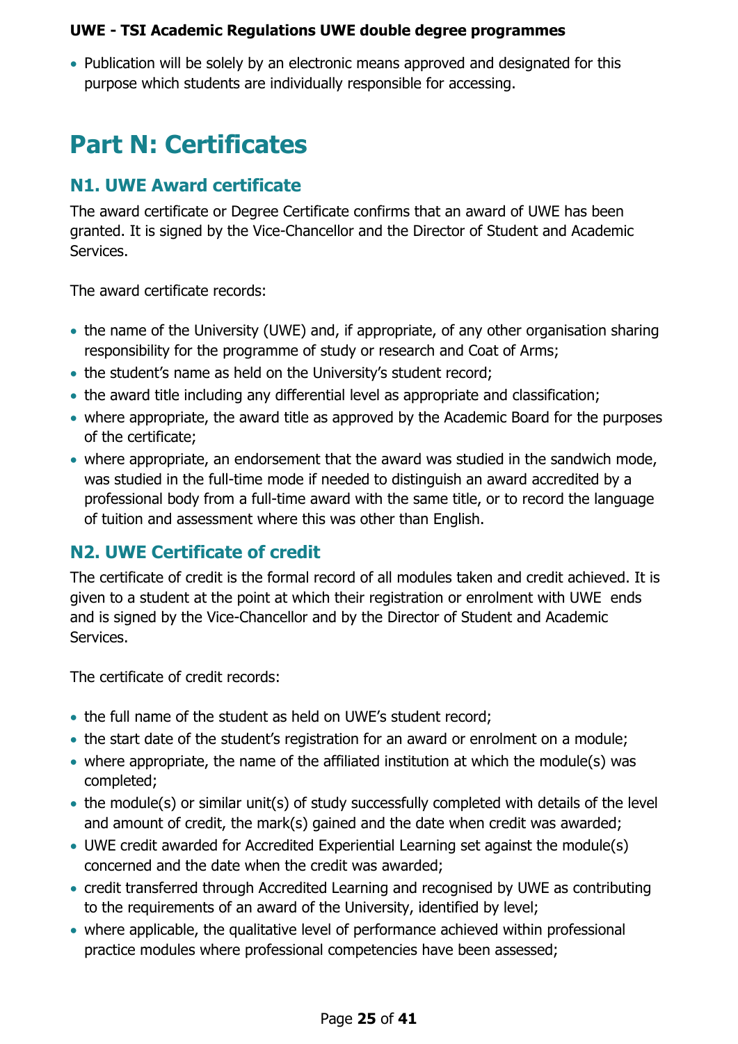- Publication will be solely by an electronic means approved and designated for this purpose which students are individually responsible for accessing.

# Part N: Certificates

## N1. UWE Award certificate

The award certificate or Degree Certificate confirms that an award of UWE has been granted. It is signed by the Vice-Chancellor and the Director of Student and Academic Services.

The award certificate records:

- the name of the University (UWE) and, if appropriate, of any other organisation sharing responsibility for the programme of study or research and Coat of Arms;
- the student's name as held on the University's student record;
- the award title including any differential level as appropriate and classification;
- where appropriate, the award title as approved by the Academic Board for the purposes of the certificate;
- where appropriate, an endorsement that the award was studied in the sandwich mode, was studied in the full-time mode if needed to distinguish an award accredited by a professional body from a full-time award with the same title, or to record the language of tuition and assessment where this was other than English.

## N2. UWE Certificate of credit

The certificate of credit is the formal record of all modules taken and credit achieved. It is given to a student at the point at which their registration or enrolment with UWE ends and is signed by the Vice-Chancellor and by the Director of Student and Academic Services.

The certificate of credit records:

- the full name of the student as held on UWE's student record;
- the start date of the student's registration for an award or enrolment on a module;
- where appropriate, the name of the affiliated institution at which the module(s) was completed;
- the module(s) or similar unit(s) of study successfully completed with details of the level and amount of credit, the mark(s) gained and the date when credit was awarded;
- UWE credit awarded for Accredited Experiential Learning set against the module(s) concerned and the date when the credit was awarded;
- credit transferred through Accredited Learning and recognised by UWE as contributing to the requirements of an award of the University, identified by level;
- where applicable, the qualitative level of performance achieved within professional practice modules where professional competencies have been assessed;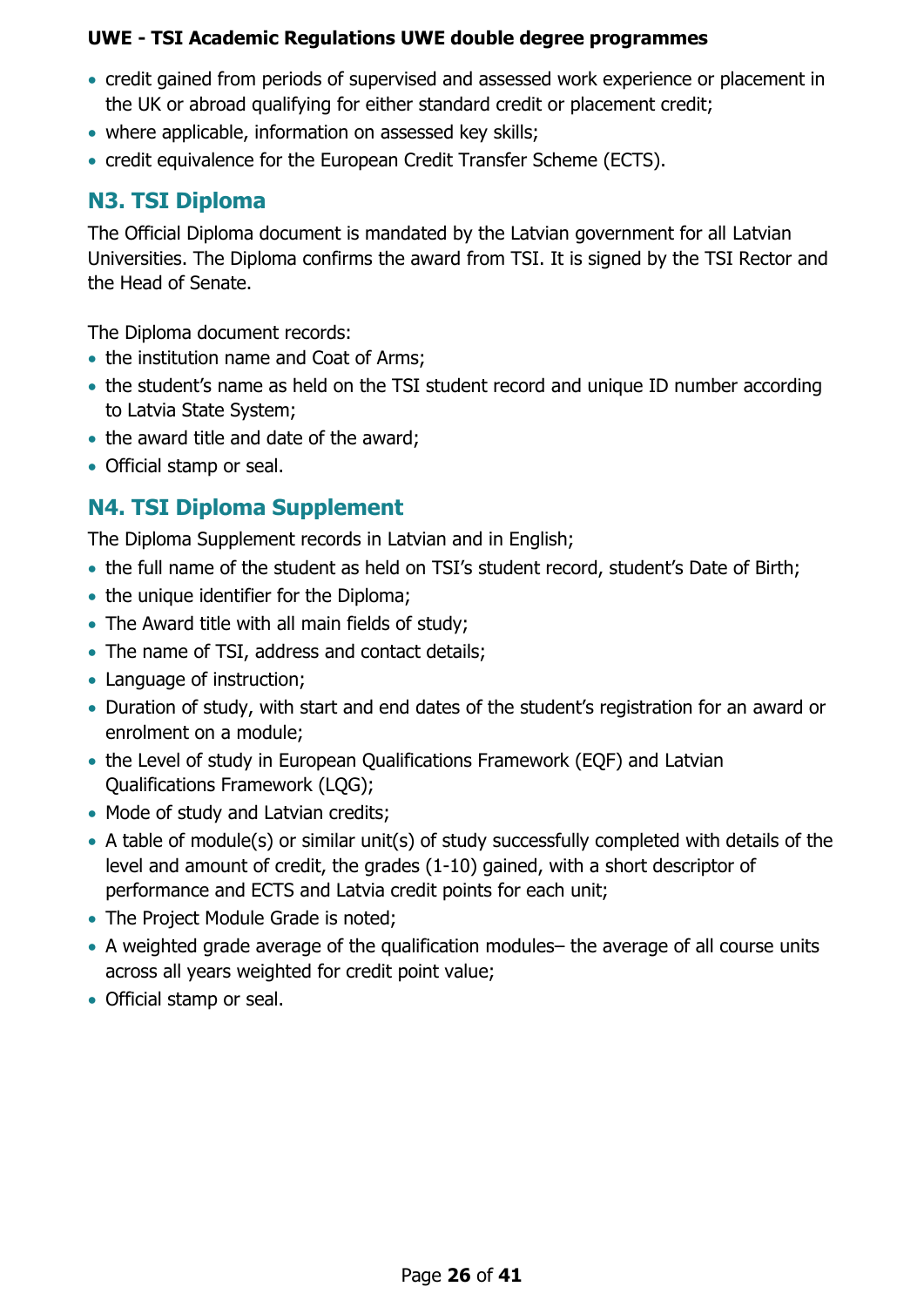- credit gained from periods of supervised and assessed work experience or placement in the UK or abroad qualifying for either standard credit or placement credit;
- where applicable, information on assessed key skills;
- credit equivalence for the European Credit Transfer Scheme (ECTS).

## N3. TSI Diploma

The Official Diploma document is mandated by the Latvian government for all Latvian Universities. The Diploma confirms the award from TSI. It is signed by the TSI Rector and the Head of Senate.

The Diploma document records:

- the institution name and Coat of Arms;
- the student's name as held on the TSI student record and unique ID number according to Latvia State System;
- the award title and date of the award;
- Official stamp or seal.

## N4. TSI Diploma Supplement

The Diploma Supplement records in Latvian and in English;

- the full name of the student as held on TSI's student record, student's Date of Birth;
- the unique identifier for the Diploma;
- The Award title with all main fields of study;
- The name of TSI, address and contact details;
- Language of instruction;
- Duration of study, with start and end dates of the student's registration for an award or enrolment on a module;
- the Level of study in European Qualifications Framework (EQF) and Latvian Qualifications Framework (LQG);
- Mode of study and Latvian credits;
- A table of module(s) or similar unit(s) of study successfully completed with details of the level and amount of credit, the grades (1-10) gained, with a short descriptor of performance and ECTS and Latvia credit points for each unit;
- The Project Module Grade is noted;
- A weighted grade average of the qualification modules– the average of all course units across all years weighted for credit point value;
- Official stamp or seal.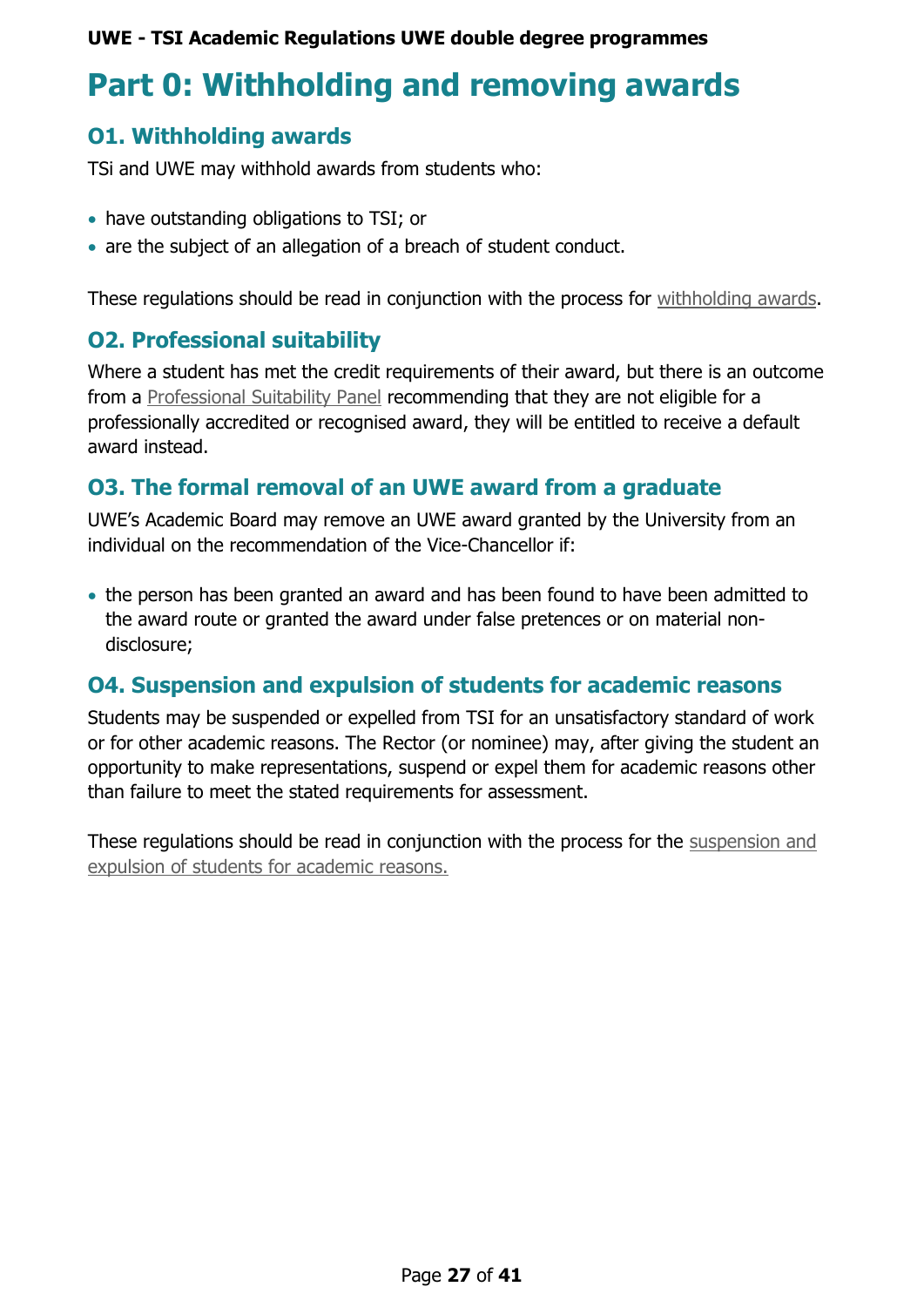# Part 0: Withholding and removing awards

## O1. Withholding awards

TSi and UWE may withhold awards from students who:

- have outstanding obligations to TSI; or
- are the subject of an allegation of a breach of student conduct.

These regulations should be read in conjunction with the process for withholding awards.

## O2. Professional suitability

Where a student has met the credit requirements of their award, but there is an outcome from a Professional Suitability Panel recommending that they are not eligible for a professionally accredited or recognised award, they will be entitled to receive a default award instead.

## O3. The formal removal of an UWE award from a graduate

UWE's Academic Board may remove an UWE award granted by the University from an individual on the recommendation of the Vice-Chancellor if:

- the person has been granted an award and has been found to have been admitted to the award route or granted the award under false pretences or on material non-disclosure;

## O4. Suspension and expulsion of students for academic reasons

Students may be suspended or expelled from TSI for an unsatisfactory standard of work or for other academic reasons. The Rector (or nominee) may, after giving the student an opportunity to make representations, suspend or expel them for academic reasons other than failure to meet the stated requirements for assessment.

These regulations should be read in conjunction with the process for the suspension and expulsion of students for academic reasons.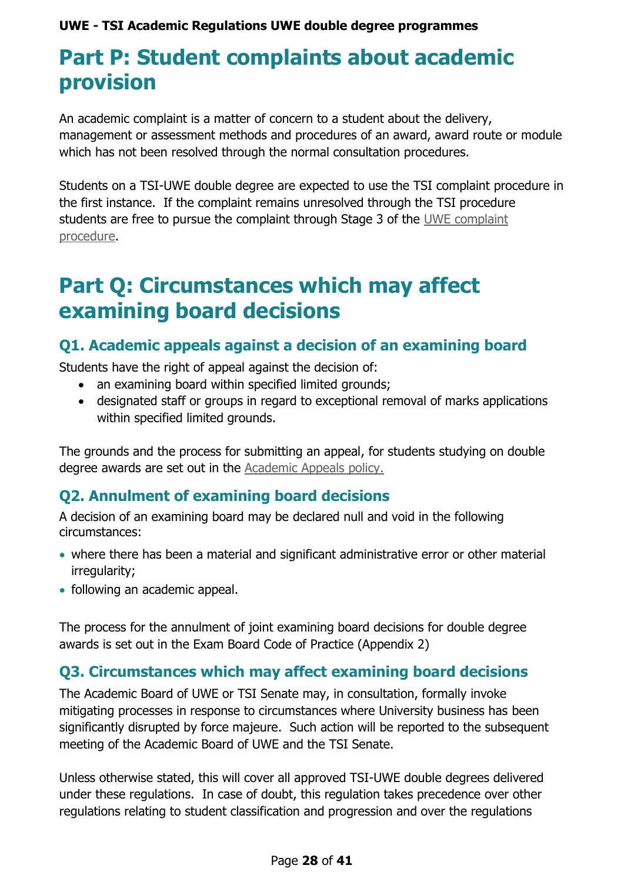# Part P: Student complaints about academic provision

An academic complaint is a matter of concern to a student about the delivery, management or assessment methods and procedures of an award, award route or module which has not been resolved through the normal consultation procedures.

Students on a TSI-UWE double degree are expected to use the TSI complaint procedure in the first instance. If the complaint remains unresolved through the TSI procedure students are free to pursue the complaint through Stage 3 of the UWE complaint procedure.

# Part Q: Circumstances which may affect examining board decisions

## Q1. Academic appeals against a decision of an examining board

Students have the right of appeal against the decision of:

- an examining board within specified limited grounds;
- designated staff or groups in regard to exceptional removal of marks applications within specified limited grounds.

The grounds and the process for submitting an appeal, for students studying on double degree awards are set out in the Academic Appeals policy.

## Q2. Annulment of examining board decisions

A decision of an examining board may be declared null and void in the following circumstances:

- where there has been a material and significant administrative error or other material irregularity;
- following an academic appeal.

The process for the annulment of joint examining board decisions for double degree awards is set out in the Exam Board Code of Practice (Appendix 2)

## Q3. Circumstances which may affect examining board decisions

The Academic Board of UWE or TSI Senate may, in consultation, formally invoke mitigating processes in response to circumstances where University business has been significantly disrupted by force majeure. Such action will be reported to the subsequent meeting of the Academic Board of UWE and the TSI Senate.

Unless otherwise stated, this will cover all approved TSI-UWE double degrees delivered under these regulations. In case of doubt, this regulation takes precedence over other regulations relating to student classification and progression and over the regulations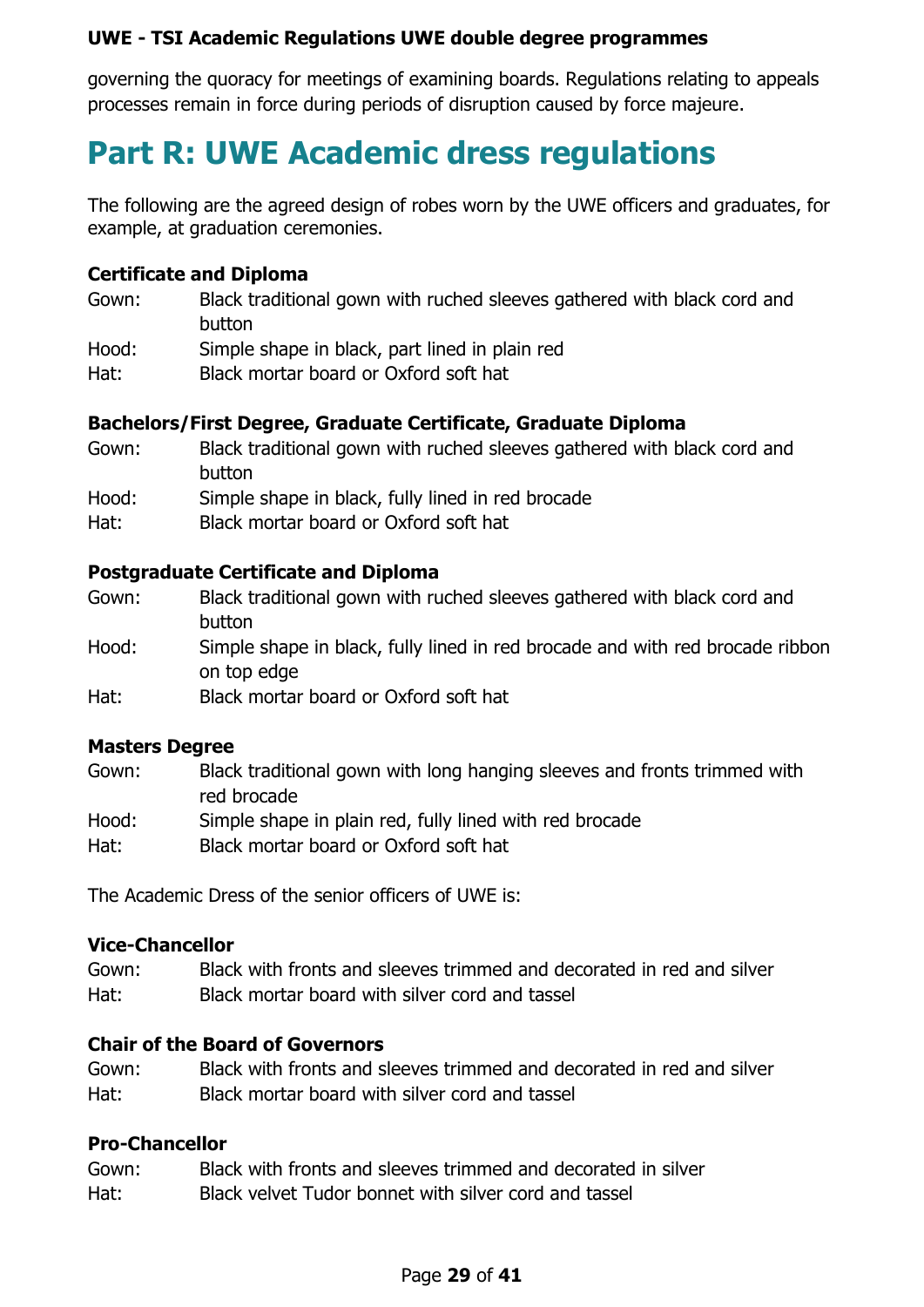governing the quoracy for meetings of examining boards. Regulations relating to appeals processes remain in force during periods of disruption caused by force majeure.

# Part R: UWE Academic dress regulations

The following are the agreed design of robes worn by the UWE officers and graduates, for example, at graduation ceremonies.

**Certificate and Diploma**

| | |
|---|---|
| Gown: | Black traditional gown with ruched sleeves gathered with black cord and button |
| Hood: | Simple shape in black, part lined in plain red |
| Hat: | Black mortar board or Oxford soft hat |

**Bachelors/First Degree, Graduate Certificate, Graduate Diploma**

| | |
|---|---|
| Gown: | Black traditional gown with ruched sleeves gathered with black cord and button |
| Hood: | Simple shape in black, fully lined in red brocade |
| Hat: | Black mortar board or Oxford soft hat |

**Postgraduate Certificate and Diploma**

| | |
|---|---|
| Gown: | Black traditional gown with ruched sleeves gathered with black cord and button |
| Hood: | Simple shape in black, fully lined in red brocade and with red brocade ribbon on top edge |
| Hat: | Black mortar board or Oxford soft hat |

**Masters Degree**

| | |
|---|---|
| Gown: | Black traditional gown with long hanging sleeves and fronts trimmed with red brocade |
| Hood: | Simple shape in plain red, fully lined with red brocade |
| Hat: | Black mortar board or Oxford soft hat |

The Academic Dress of the senior officers of UWE is:

**Vice-Chancellor**

| | |
|---|---|
| Gown: | Black with fronts and sleeves trimmed and decorated in red and silver |
| Hat: | Black mortar board with silver cord and tassel |

**Chair of the Board of Governors**

| | |
|---|---|
| Gown: | Black with fronts and sleeves trimmed and decorated in red and silver |
| Hat: | Black mortar board with silver cord and tassel |

**Pro-Chancellor**

| | |
|---|---|
| Gown: | Black with fronts and sleeves trimmed and decorated in silver |
| Hat: | Black velvet Tudor bonnet with silver cord and tassel |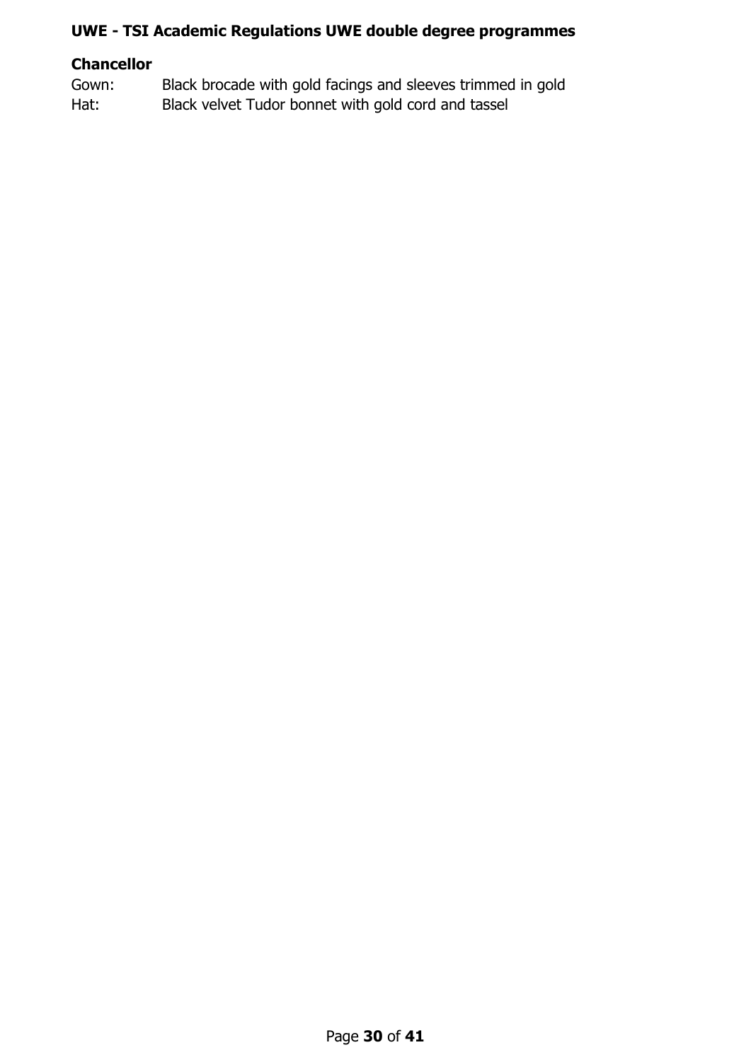**Chancellor**

Gown: Black brocade with gold facings and sleeves trimmed in gold
Hat: Black velvet Tudor bonnet with gold cord and tassel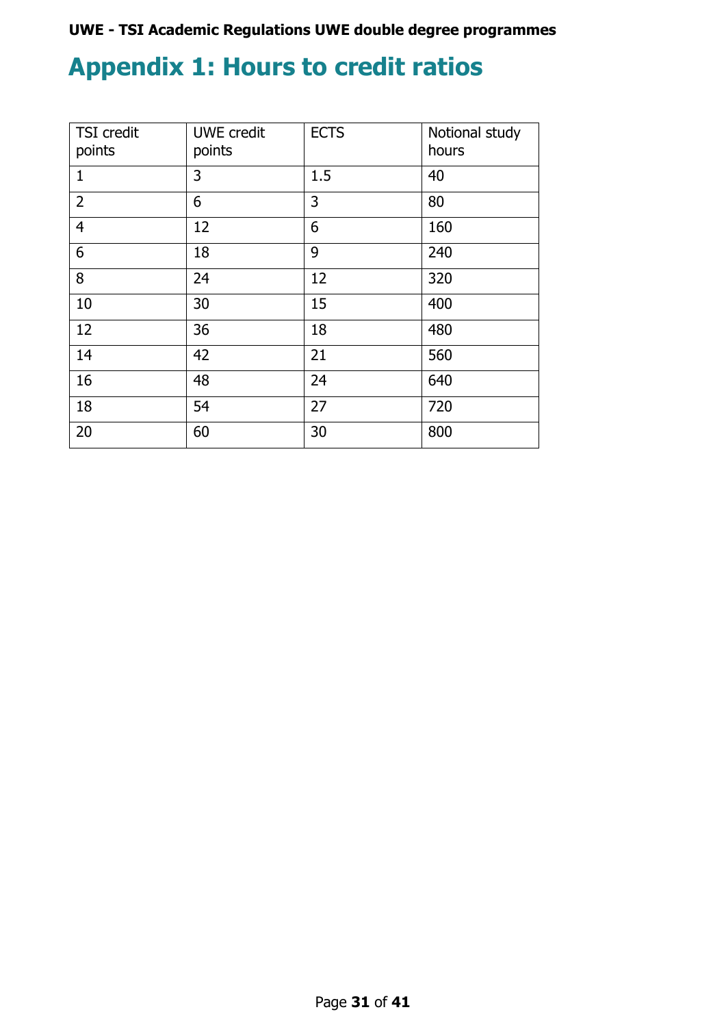# Appendix 1: Hours to credit ratios

| TSI credit points | UWE credit points | ECTS | Notional study hours |
|---|---|---|---|
| 1 | 3 | 1.5 | 40 |
| 2 | 6 | 3 | 80 |
| 4 | 12 | 6 | 160 |
| 6 | 18 | 9 | 240 |
| 8 | 24 | 12 | 320 |
| 10 | 30 | 15 | 400 |
| 12 | 36 | 18 | 480 |
| 14 | 42 | 21 | 560 |
| 16 | 48 | 24 | 640 |
| 18 | 54 | 27 | 720 |
| 20 | 60 | 30 | 800 |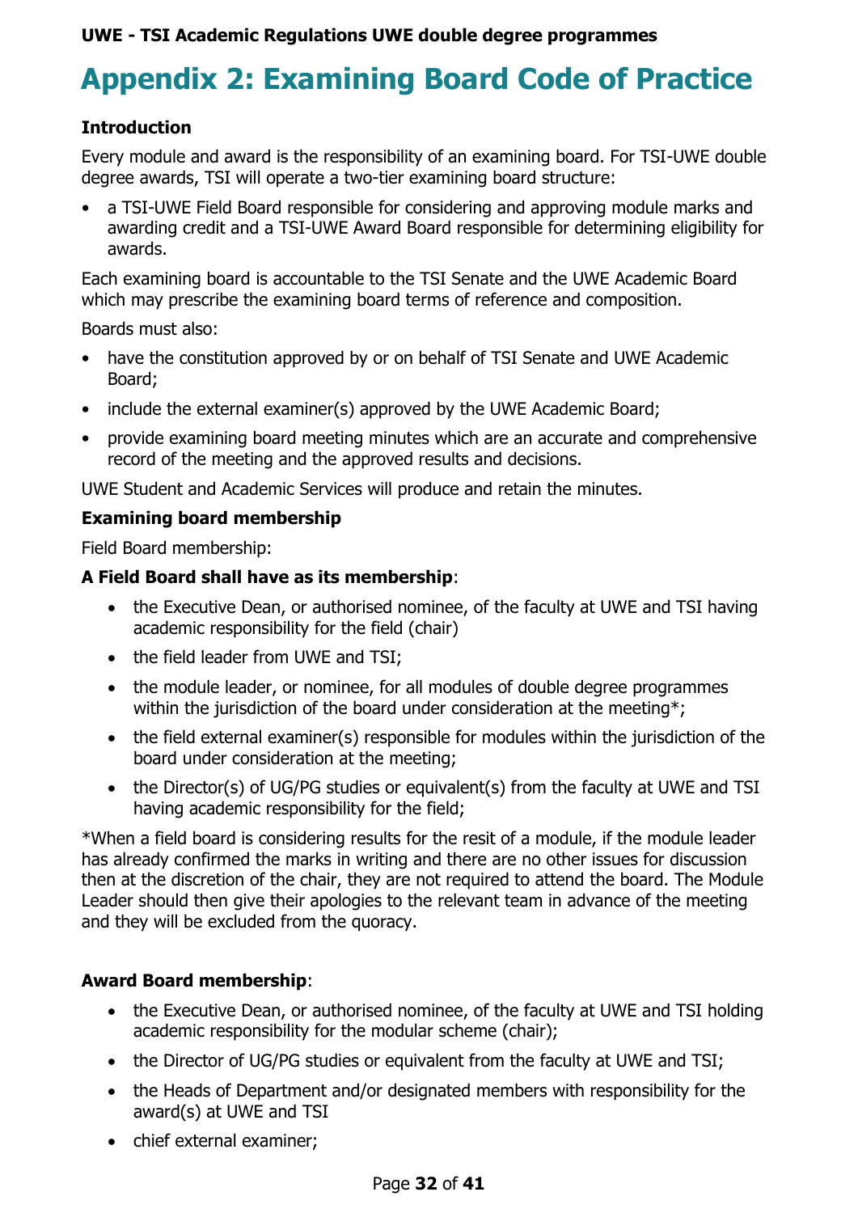# Appendix 2: Examining Board Code of Practice

**Introduction**

Every module and award is the responsibility of an examining board. For TSI-UWE double degree awards, TSI will operate a two-tier examining board structure:

- a TSI-UWE Field Board responsible for considering and approving module marks and awarding credit and a TSI-UWE Award Board responsible for determining eligibility for awards.

Each examining board is accountable to the TSI Senate and the UWE Academic Board which may prescribe the examining board terms of reference and composition.

Boards must also:

- have the constitution approved by or on behalf of TSI Senate and UWE Academic Board;
- include the external examiner(s) approved by the UWE Academic Board;
- provide examining board meeting minutes which are an accurate and comprehensive record of the meeting and the approved results and decisions.

UWE Student and Academic Services will produce and retain the minutes.

**Examining board membership**

Field Board membership:

**A Field Board shall have as its membership**:

- the Executive Dean, or authorised nominee, of the faculty at UWE and TSI having academic responsibility for the field (chair)
- the field leader from UWE and TSI;
- the module leader, or nominee, for all modules of double degree programmes within the jurisdiction of the board under consideration at the meeting*;
- the field external examiner(s) responsible for modules within the jurisdiction of the board under consideration at the meeting;
- the Director(s) of UG/PG studies or equivalent(s) from the faculty at UWE and TSI having academic responsibility for the field;

*When a field board is considering results for the resit of a module, if the module leader has already confirmed the marks in writing and there are no other issues for discussion then at the discretion of the chair, they are not required to attend the board. The Module Leader should then give their apologies to the relevant team in advance of the meeting and they will be excluded from the quoracy.

**Award Board membership**:

- the Executive Dean, or authorised nominee, of the faculty at UWE and TSI holding academic responsibility for the modular scheme (chair);
- the Director of UG/PG studies or equivalent from the faculty at UWE and TSI;
- the Heads of Department and/or designated members with responsibility for the award(s) at UWE and TSI
- chief external examiner;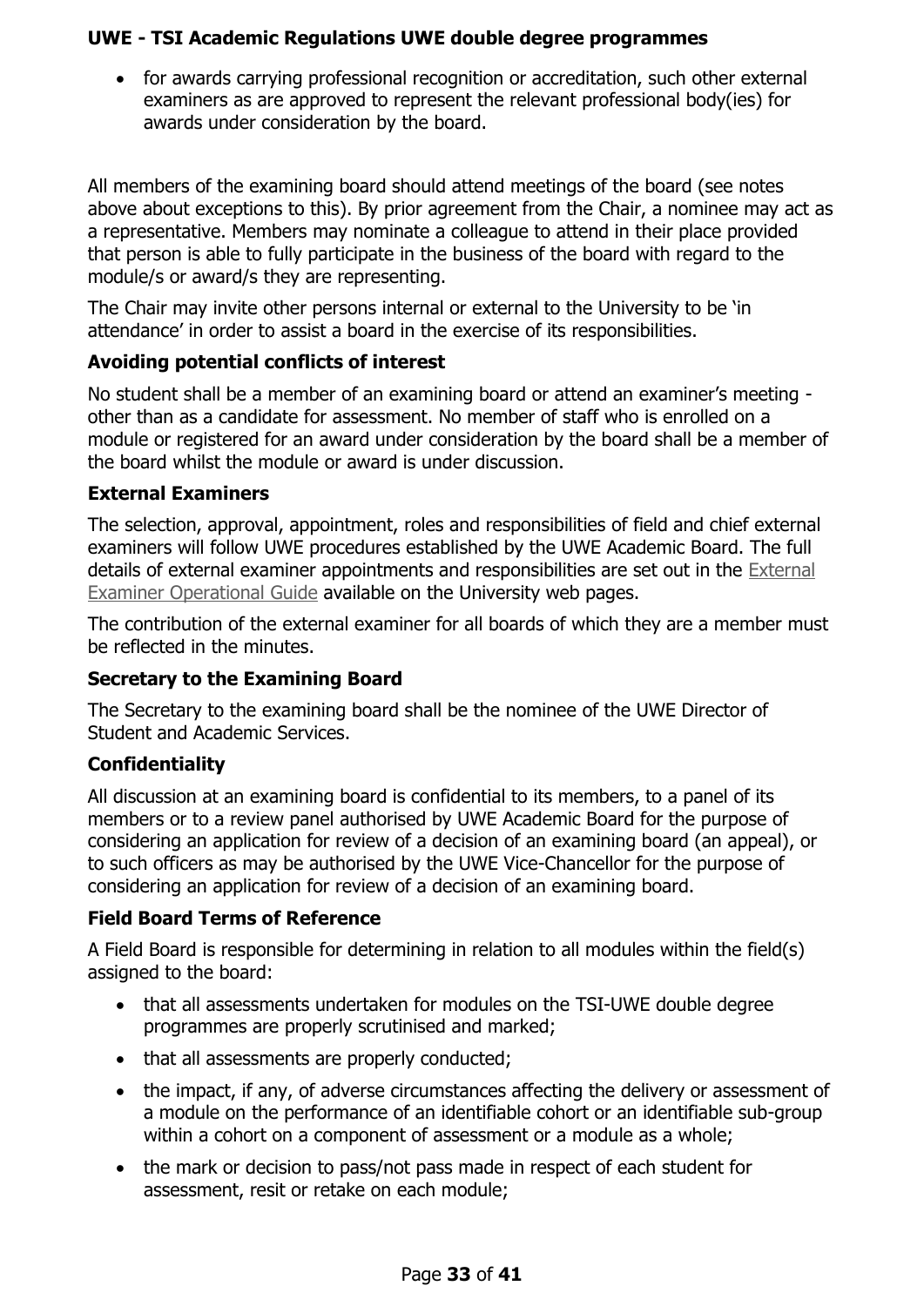- for awards carrying professional recognition or accreditation, such other external examiners as are approved to represent the relevant professional body(ies) for awards under consideration by the board.

All members of the examining board should attend meetings of the board (see notes above about exceptions to this). By prior agreement from the Chair, a nominee may act as a representative. Members may nominate a colleague to attend in their place provided that person is able to fully participate in the business of the board with regard to the module/s or award/s they are representing.

The Chair may invite other persons internal or external to the University to be 'in attendance' in order to assist a board in the exercise of its responsibilities.

**Avoiding potential conflicts of interest**

No student shall be a member of an examining board or attend an examiner's meeting - other than as a candidate for assessment. No member of staff who is enrolled on a module or registered for an award under consideration by the board shall be a member of the board whilst the module or award is under discussion.

**External Examiners**

The selection, approval, appointment, roles and responsibilities of field and chief external examiners will follow UWE procedures established by the UWE Academic Board. The full details of external examiner appointments and responsibilities are set out in the External Examiner Operational Guide available on the University web pages.

The contribution of the external examiner for all boards of which they are a member must be reflected in the minutes.

**Secretary to the Examining Board**

The Secretary to the examining board shall be the nominee of the UWE Director of Student and Academic Services.

**Confidentiality**

All discussion at an examining board is confidential to its members, to a panel of its members or to a review panel authorised by UWE Academic Board for the purpose of considering an application for review of a decision of an examining board (an appeal), or to such officers as may be authorised by the UWE Vice-Chancellor for the purpose of considering an application for review of a decision of an examining board.

**Field Board Terms of Reference**

A Field Board is responsible for determining in relation to all modules within the field(s) assigned to the board:

- that all assessments undertaken for modules on the TSI-UWE double degree programmes are properly scrutinised and marked;
- that all assessments are properly conducted;
- the impact, if any, of adverse circumstances affecting the delivery or assessment of a module on the performance of an identifiable cohort or an identifiable sub-group within a cohort on a component of assessment or a module as a whole;
- the mark or decision to pass/not pass made in respect of each student for assessment, resit or retake on each module;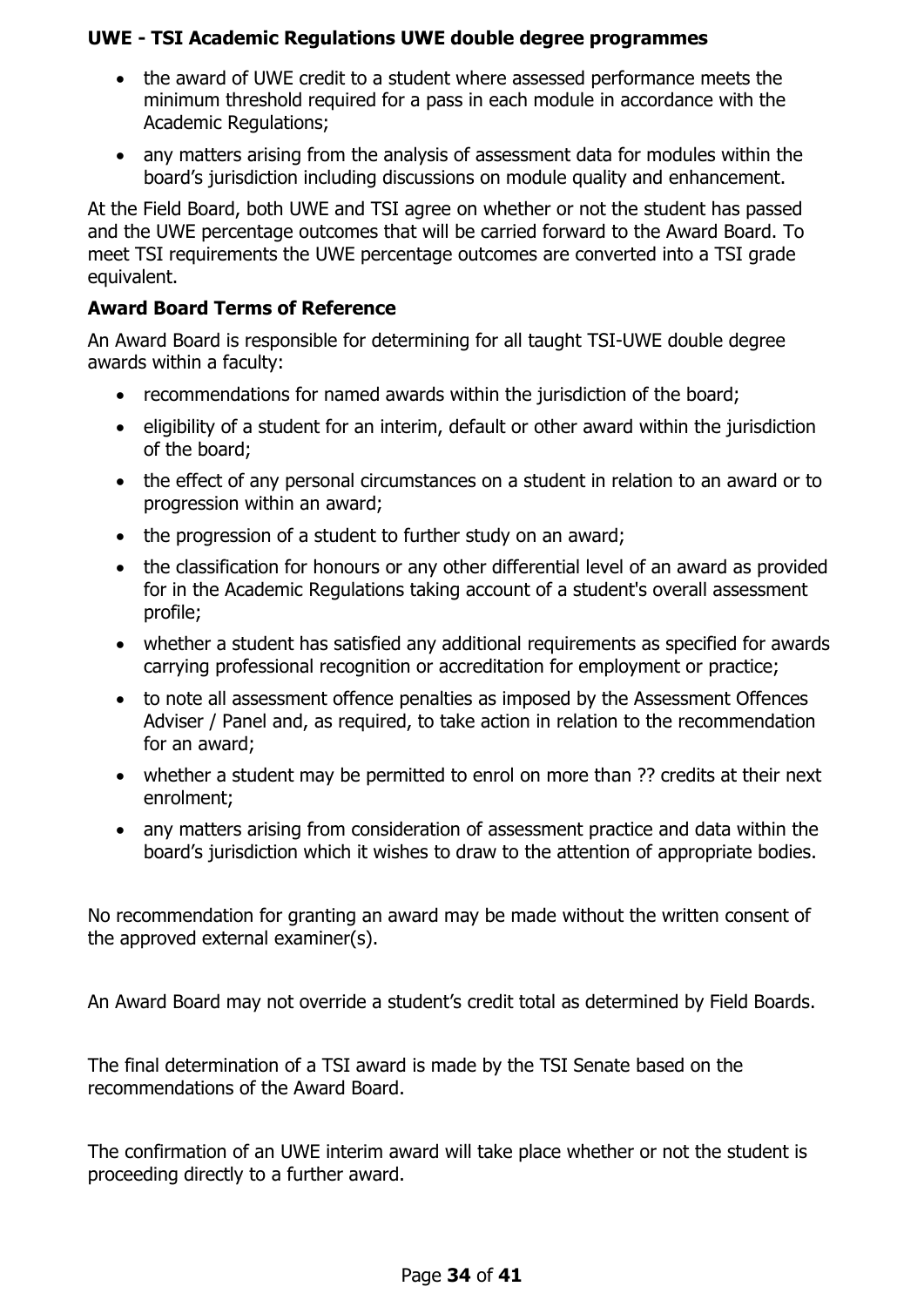- the award of UWE credit to a student where assessed performance meets the minimum threshold required for a pass in each module in accordance with the Academic Regulations;
- any matters arising from the analysis of assessment data for modules within the board's jurisdiction including discussions on module quality and enhancement.

At the Field Board, both UWE and TSI agree on whether or not the student has passed and the UWE percentage outcomes that will be carried forward to the Award Board. To meet TSI requirements the UWE percentage outcomes are converted into a TSI grade equivalent.

**Award Board Terms of Reference**

An Award Board is responsible for determining for all taught TSI-UWE double degree awards within a faculty:

- recommendations for named awards within the jurisdiction of the board;
- eligibility of a student for an interim, default or other award within the jurisdiction of the board;
- the effect of any personal circumstances on a student in relation to an award or to progression within an award;
- the progression of a student to further study on an award;
- the classification for honours or any other differential level of an award as provided for in the Academic Regulations taking account of a student's overall assessment profile;
- whether a student has satisfied any additional requirements as specified for awards carrying professional recognition or accreditation for employment or practice;
- to note all assessment offence penalties as imposed by the Assessment Offences Adviser / Panel and, as required, to take action in relation to the recommendation for an award;
- whether a student may be permitted to enrol on more than ?? credits at their next enrolment;
- any matters arising from consideration of assessment practice and data within the board's jurisdiction which it wishes to draw to the attention of appropriate bodies.

No recommendation for granting an award may be made without the written consent of the approved external examiner(s).

An Award Board may not override a student's credit total as determined by Field Boards.

The final determination of a TSI award is made by the TSI Senate based on the recommendations of the Award Board.

The confirmation of an UWE interim award will take place whether or not the student is proceeding directly to a further award.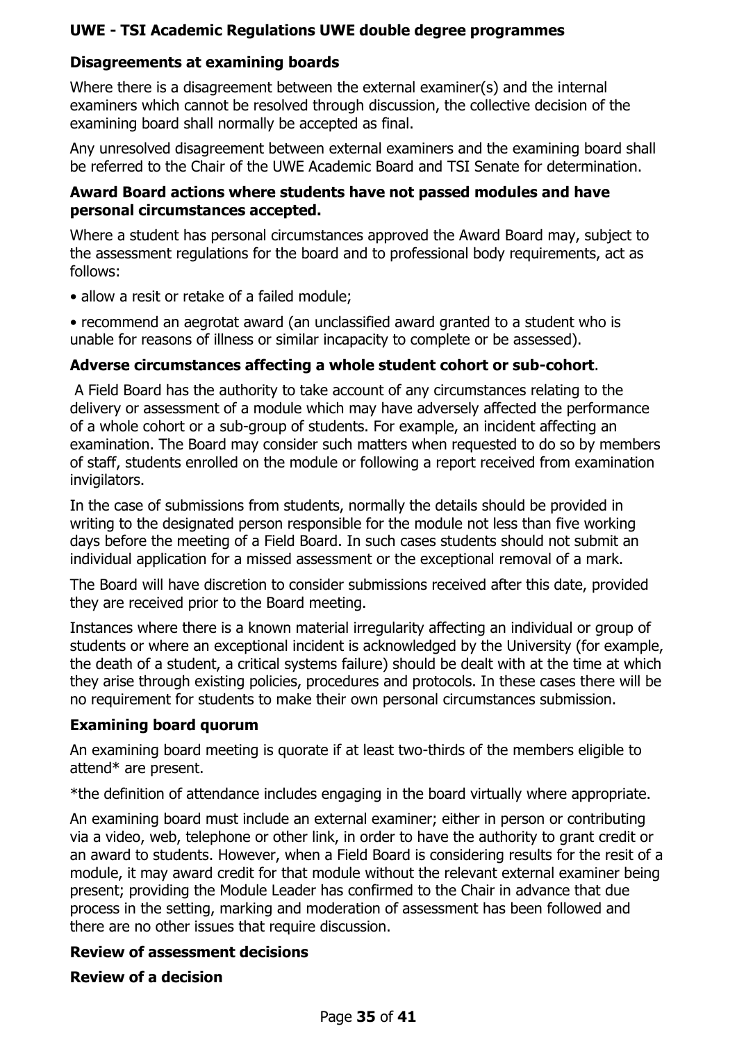**Disagreements at examining boards**

Where there is a disagreement between the external examiner(s) and the internal examiners which cannot be resolved through discussion, the collective decision of the examining board shall normally be accepted as final.

Any unresolved disagreement between external examiners and the examining board shall be referred to the Chair of the UWE Academic Board and TSI Senate for determination.

**Award Board actions where students have not passed modules and have personal circumstances accepted.**

Where a student has personal circumstances approved the Award Board may, subject to the assessment regulations for the board and to professional body requirements, act as follows:

- allow a resit or retake of a failed module;
- recommend an aegrotat award (an unclassified award granted to a student who is unable for reasons of illness or similar incapacity to complete or be assessed).

**Adverse circumstances affecting a whole student cohort or sub-cohort**.

A Field Board has the authority to take account of any circumstances relating to the delivery or assessment of a module which may have adversely affected the performance of a whole cohort or a sub-group of students. For example, an incident affecting an examination. The Board may consider such matters when requested to do so by members of staff, students enrolled on the module or following a report received from examination invigilators.

In the case of submissions from students, normally the details should be provided in writing to the designated person responsible for the module not less than five working days before the meeting of a Field Board. In such cases students should not submit an individual application for a missed assessment or the exceptional removal of a mark.

The Board will have discretion to consider submissions received after this date, provided they are received prior to the Board meeting.

Instances where there is a known material irregularity affecting an individual or group of students or where an exceptional incident is acknowledged by the University (for example, the death of a student, a critical systems failure) should be dealt with at the time at which they arise through existing policies, procedures and protocols. In these cases there will be no requirement for students to make their own personal circumstances submission.

**Examining board quorum**

An examining board meeting is quorate if at least two-thirds of the members eligible to attend* are present.

*the definition of attendance includes engaging in the board virtually where appropriate.

An examining board must include an external examiner; either in person or contributing via a video, web, telephone or other link, in order to have the authority to grant credit or an award to students. However, when a Field Board is considering results for the resit of a module, it may award credit for that module without the relevant external examiner being present; providing the Module Leader has confirmed to the Chair in advance that due process in the setting, marking and moderation of assessment has been followed and there are no other issues that require discussion.

**Review of assessment decisions**

**Review of a decision**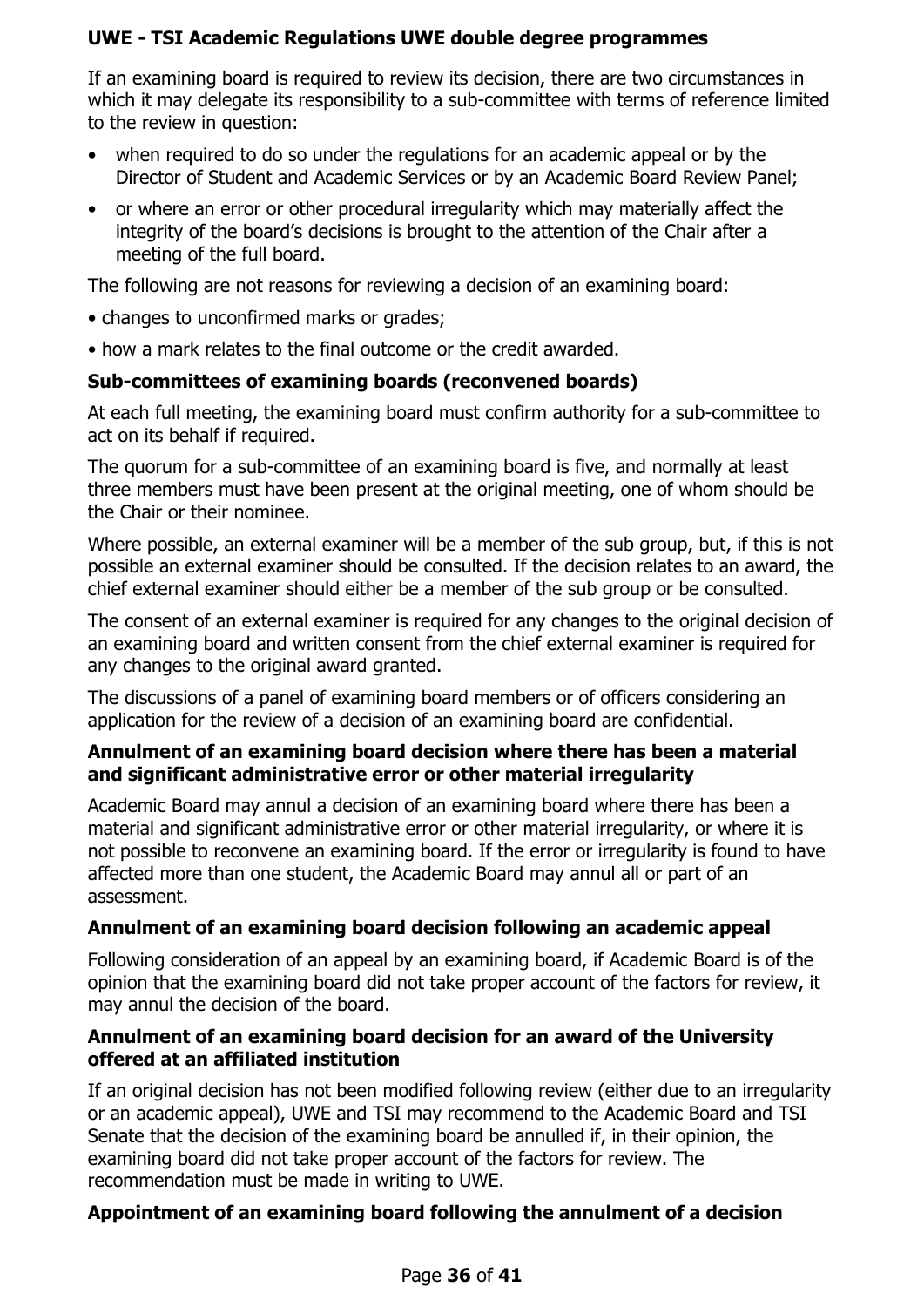If an examining board is required to review its decision, there are two circumstances in which it may delegate its responsibility to a sub-committee with terms of reference limited to the review in question:

- when required to do so under the regulations for an academic appeal or by the Director of Student and Academic Services or by an Academic Board Review Panel;
- or where an error or other procedural irregularity which may materially affect the integrity of the board's decisions is brought to the attention of the Chair after a meeting of the full board.

The following are not reasons for reviewing a decision of an examining board:

- changes to unconfirmed marks or grades;
- how a mark relates to the final outcome or the credit awarded.

### Sub-committees of examining boards (reconvened boards)

At each full meeting, the examining board must confirm authority for a sub-committee to act on its behalf if required.

The quorum for a sub-committee of an examining board is five, and normally at least three members must have been present at the original meeting, one of whom should be the Chair or their nominee.

Where possible, an external examiner will be a member of the sub group, but, if this is not possible an external examiner should be consulted. If the decision relates to an award, the chief external examiner should either be a member of the sub group or be consulted.

The consent of an external examiner is required for any changes to the original decision of an examining board and written consent from the chief external examiner is required for any changes to the original award granted.

The discussions of a panel of examining board members or of officers considering an application for the review of a decision of an examining board are confidential.

### Annulment of an examining board decision where there has been a material and significant administrative error or other material irregularity

Academic Board may annul a decision of an examining board where there has been a material and significant administrative error or other material irregularity, or where it is not possible to reconvene an examining board. If the error or irregularity is found to have affected more than one student, the Academic Board may annul all or part of an assessment.

### Annulment of an examining board decision following an academic appeal

Following consideration of an appeal by an examining board, if Academic Board is of the opinion that the examining board did not take proper account of the factors for review, it may annul the decision of the board.

### Annulment of an examining board decision for an award of the University offered at an affiliated institution

If an original decision has not been modified following review (either due to an irregularity or an academic appeal), UWE and TSI may recommend to the Academic Board and TSI Senate that the decision of the examining board be annulled if, in their opinion, the examining board did not take proper account of the factors for review. The recommendation must be made in writing to UWE.

### Appointment of an examining board following the annulment of a decision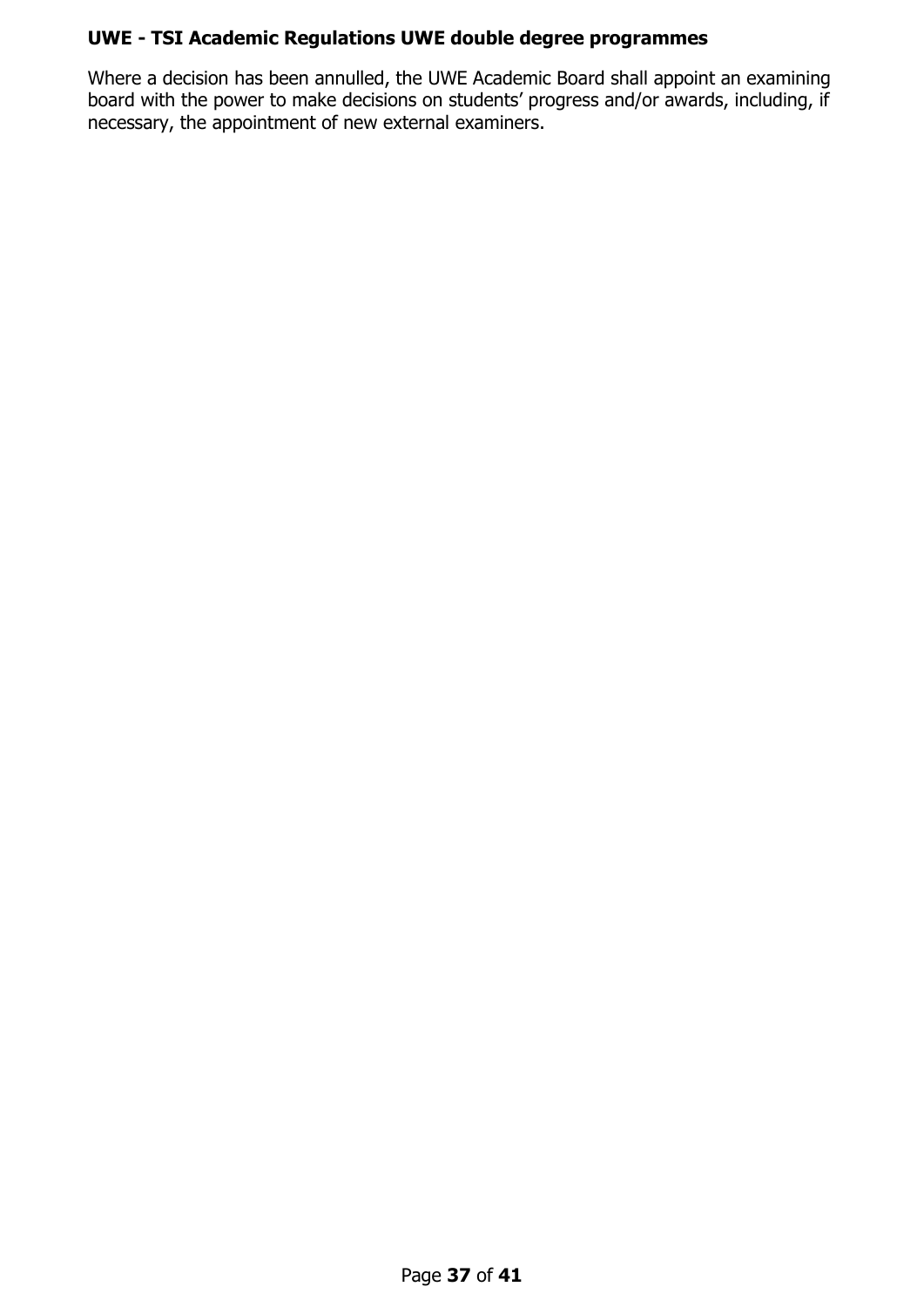Where a decision has been annulled, the UWE Academic Board shall appoint an examining board with the power to make decisions on students' progress and/or awards, including, if necessary, the appointment of new external examiners.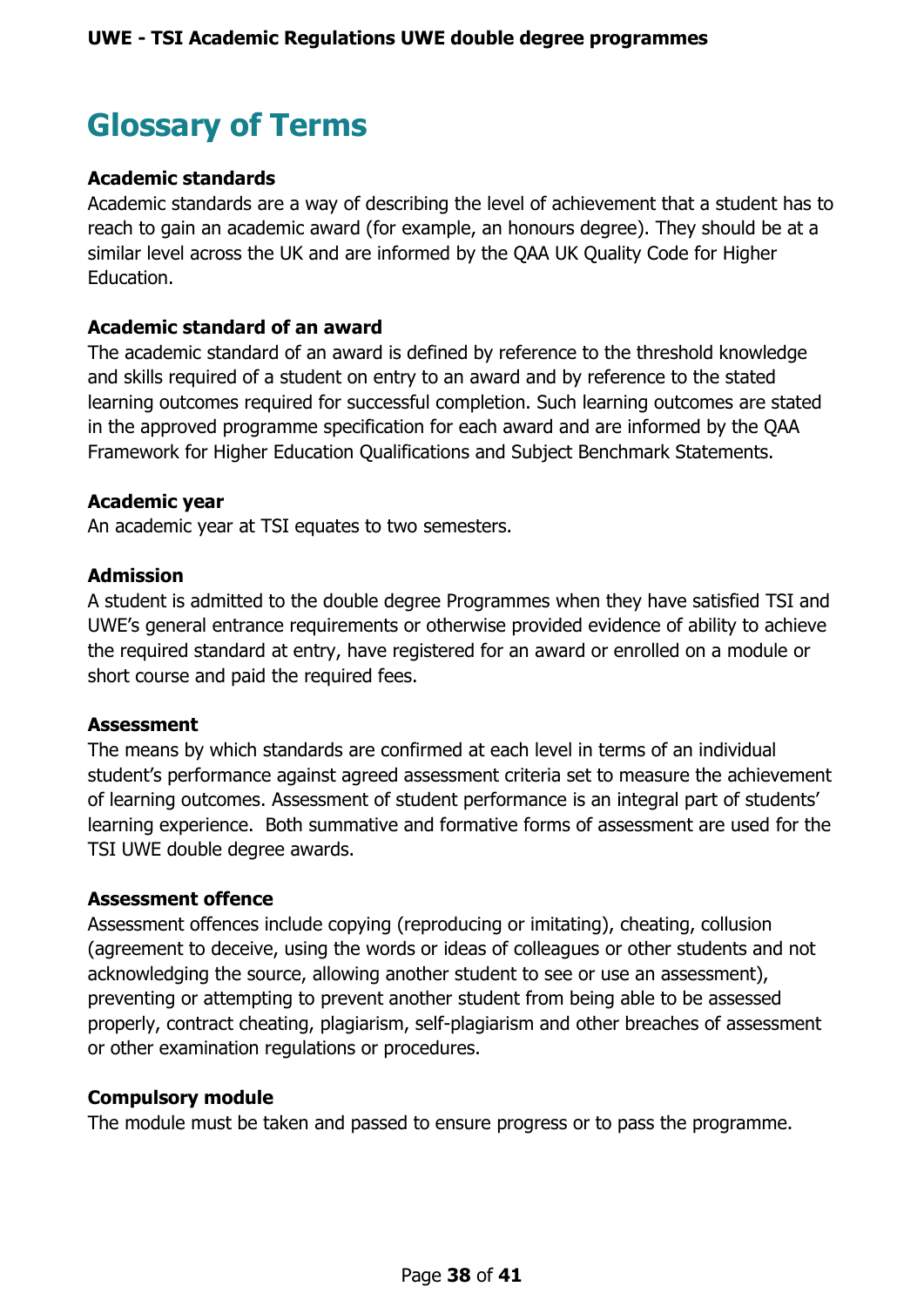# Glossary of Terms

### Academic standards

Academic standards are a way of describing the level of achievement that a student has to reach to gain an academic award (for example, an honours degree). They should be at a similar level across the UK and are informed by the QAA UK Quality Code for Higher Education.

### Academic standard of an award

The academic standard of an award is defined by reference to the threshold knowledge and skills required of a student on entry to an award and by reference to the stated learning outcomes required for successful completion. Such learning outcomes are stated in the approved programme specification for each award and are informed by the QAA Framework for Higher Education Qualifications and Subject Benchmark Statements.

### Academic year

An academic year at TSI equates to two semesters.

### Admission

A student is admitted to the double degree Programmes when they have satisfied TSI and UWE's general entrance requirements or otherwise provided evidence of ability to achieve the required standard at entry, have registered for an award or enrolled on a module or short course and paid the required fees.

### Assessment

The means by which standards are confirmed at each level in terms of an individual student's performance against agreed assessment criteria set to measure the achievement of learning outcomes. Assessment of student performance is an integral part of students' learning experience. Both summative and formative forms of assessment are used for the TSI UWE double degree awards.

### Assessment offence

Assessment offences include copying (reproducing or imitating), cheating, collusion (agreement to deceive, using the words or ideas of colleagues or other students and not acknowledging the source, allowing another student to see or use an assessment), preventing or attempting to prevent another student from being able to be assessed properly, contract cheating, plagiarism, self-plagiarism and other breaches of assessment or other examination regulations or procedures.

### Compulsory module

The module must be taken and passed to ensure progress or to pass the programme.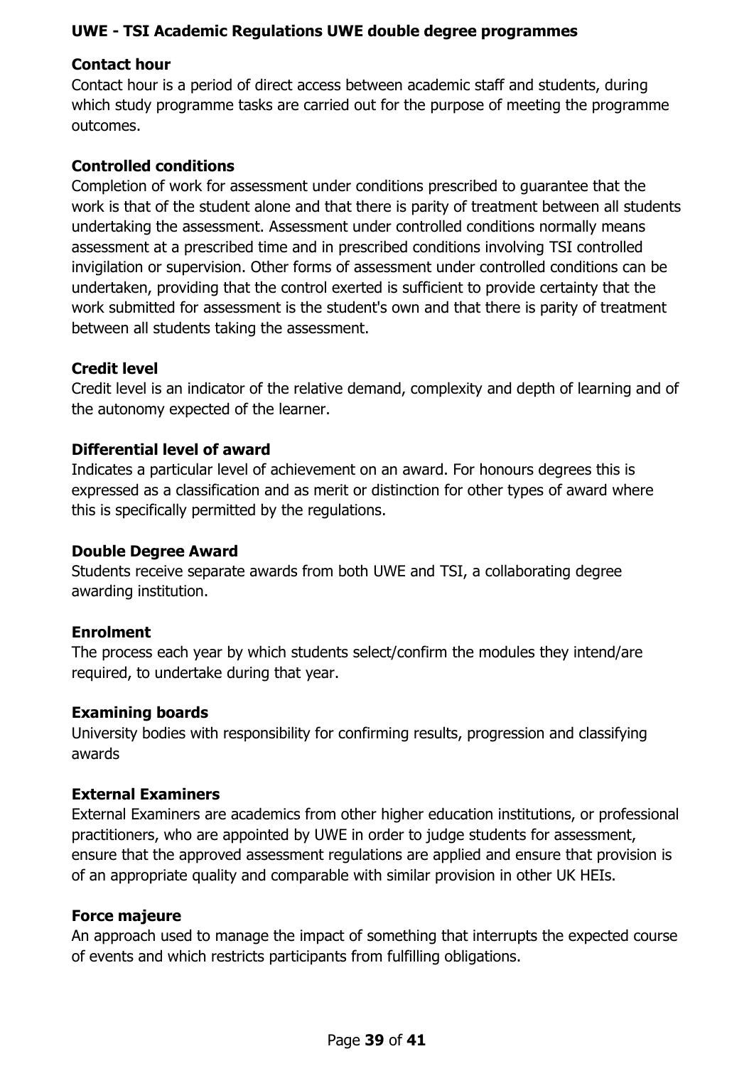**UWE - TSI Academic Regulations UWE double degree programmes**

**Contact hour**
Contact hour is a period of direct access between academic staff and students, during which study programme tasks are carried out for the purpose of meeting the programme outcomes.

**Controlled conditions**
Completion of work for assessment under conditions prescribed to guarantee that the work is that of the student alone and that there is parity of treatment between all students undertaking the assessment. Assessment under controlled conditions normally means assessment at a prescribed time and in prescribed conditions involving TSI controlled invigilation or supervision. Other forms of assessment under controlled conditions can be undertaken, providing that the control exerted is sufficient to provide certainty that the work submitted for assessment is the student's own and that there is parity of treatment between all students taking the assessment.

**Credit level**
Credit level is an indicator of the relative demand, complexity and depth of learning and of the autonomy expected of the learner.

**Differential level of award**
Indicates a particular level of achievement on an award. For honours degrees this is expressed as a classification and as merit or distinction for other types of award where this is specifically permitted by the regulations.

**Double Degree Award**
Students receive separate awards from both UWE and TSI, a collaborating degree awarding institution.

**Enrolment**
The process each year by which students select/confirm the modules they intend/are required, to undertake during that year.

**Examining boards**
University bodies with responsibility for confirming results, progression and classifying awards

**External Examiners**
External Examiners are academics from other higher education institutions, or professional practitioners, who are appointed by UWE in order to judge students for assessment, ensure that the approved assessment regulations are applied and ensure that provision is of an appropriate quality and comparable with similar provision in other UK HEIs.

**Force majeure**
An approach used to manage the impact of something that interrupts the expected course of events and which restricts participants from fulfilling obligations.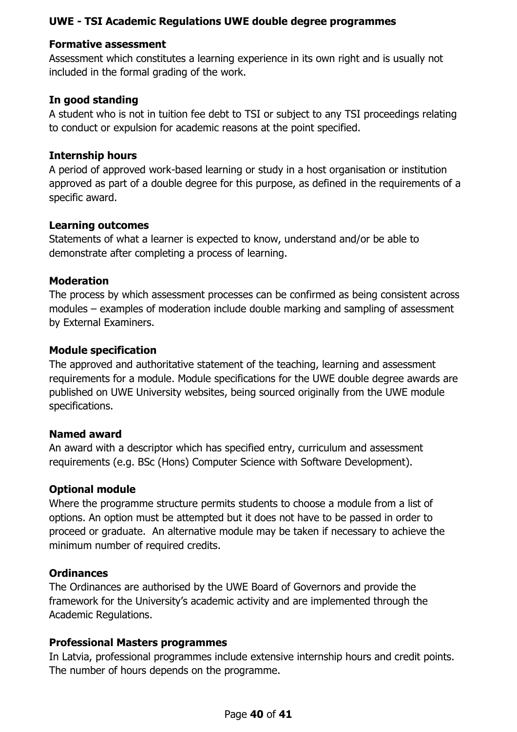**Formative assessment**
Assessment which constitutes a learning experience in its own right and is usually not included in the formal grading of the work.

**In good standing**
A student who is not in tuition fee debt to TSI or subject to any TSI proceedings relating to conduct or expulsion for academic reasons at the point specified.

**Internship hours**
A period of approved work-based learning or study in a host organisation or institution approved as part of a double degree for this purpose, as defined in the requirements of a specific award.

**Learning outcomes**
Statements of what a learner is expected to know, understand and/or be able to demonstrate after completing a process of learning.

**Moderation**
The process by which assessment processes can be confirmed as being consistent across modules – examples of moderation include double marking and sampling of assessment by External Examiners.

**Module specification**
The approved and authoritative statement of the teaching, learning and assessment requirements for a module. Module specifications for the UWE double degree awards are published on UWE University websites, being sourced originally from the UWE module specifications.

**Named award**
An award with a descriptor which has specified entry, curriculum and assessment requirements (e.g. BSc (Hons) Computer Science with Software Development).

**Optional module**
Where the programme structure permits students to choose a module from a list of options. An option must be attempted but it does not have to be passed in order to proceed or graduate. An alternative module may be taken if necessary to achieve the minimum number of required credits.

**Ordinances**
The Ordinances are authorised by the UWE Board of Governors and provide the framework for the University's academic activity and are implemented through the Academic Regulations.

**Professional Masters programmes**
In Latvia, professional programmes include extensive internship hours and credit points. The number of hours depends on the programme.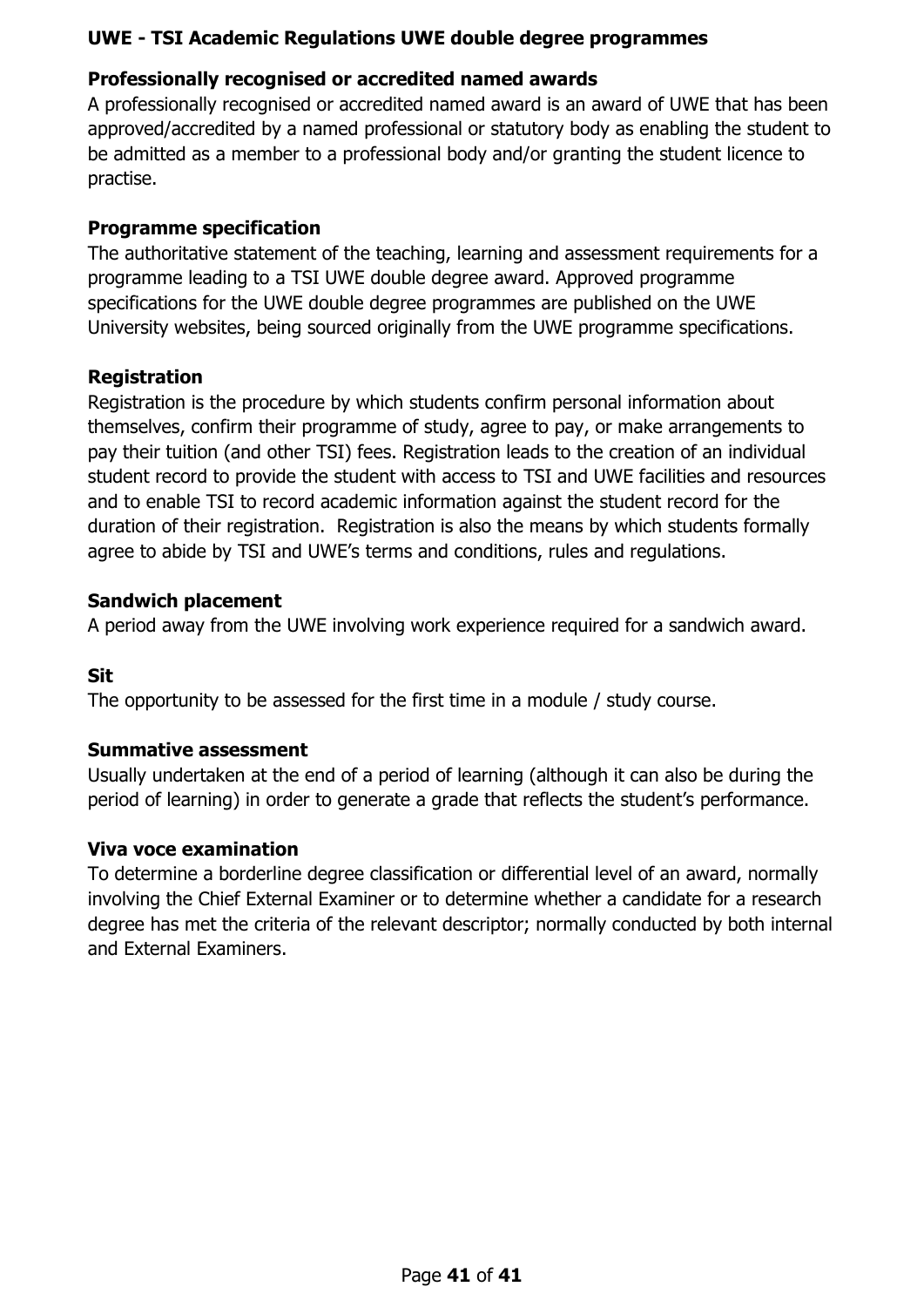**Professionally recognised or accredited named awards**
A professionally recognised or accredited named award is an award of UWE that has been approved/accredited by a named professional or statutory body as enabling the student to be admitted as a member to a professional body and/or granting the student licence to practise.

**Programme specification**
The authoritative statement of the teaching, learning and assessment requirements for a programme leading to a TSI UWE double degree award. Approved programme specifications for the UWE double degree programmes are published on the UWE University websites, being sourced originally from the UWE programme specifications.

**Registration**
Registration is the procedure by which students confirm personal information about themselves, confirm their programme of study, agree to pay, or make arrangements to pay their tuition (and other TSI) fees. Registration leads to the creation of an individual student record to provide the student with access to TSI and UWE facilities and resources and to enable TSI to record academic information against the student record for the duration of their registration. Registration is also the means by which students formally agree to abide by TSI and UWE's terms and conditions, rules and regulations.

**Sandwich placement**
A period away from the UWE involving work experience required for a sandwich award.

**Sit**
The opportunity to be assessed for the first time in a module / study course.

**Summative assessment**
Usually undertaken at the end of a period of learning (although it can also be during the period of learning) in order to generate a grade that reflects the student's performance.

**Viva voce examination**
To determine a borderline degree classification or differential level of an award, normally involving the Chief External Examiner or to determine whether a candidate for a research degree has met the criteria of the relevant descriptor; normally conducted by both internal and External Examiners.